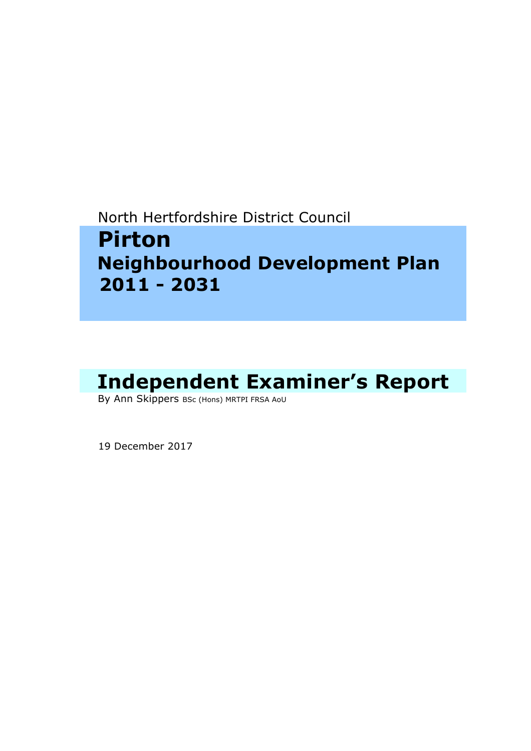North Hertfordshire District Council

# Pirton

## Neighbourhood Development Plan

## 2011 - 2031

# Independent Examiner's Report

By Ann Skippers BSc (Hons) MRTPI FRSA AoU

19 December 2017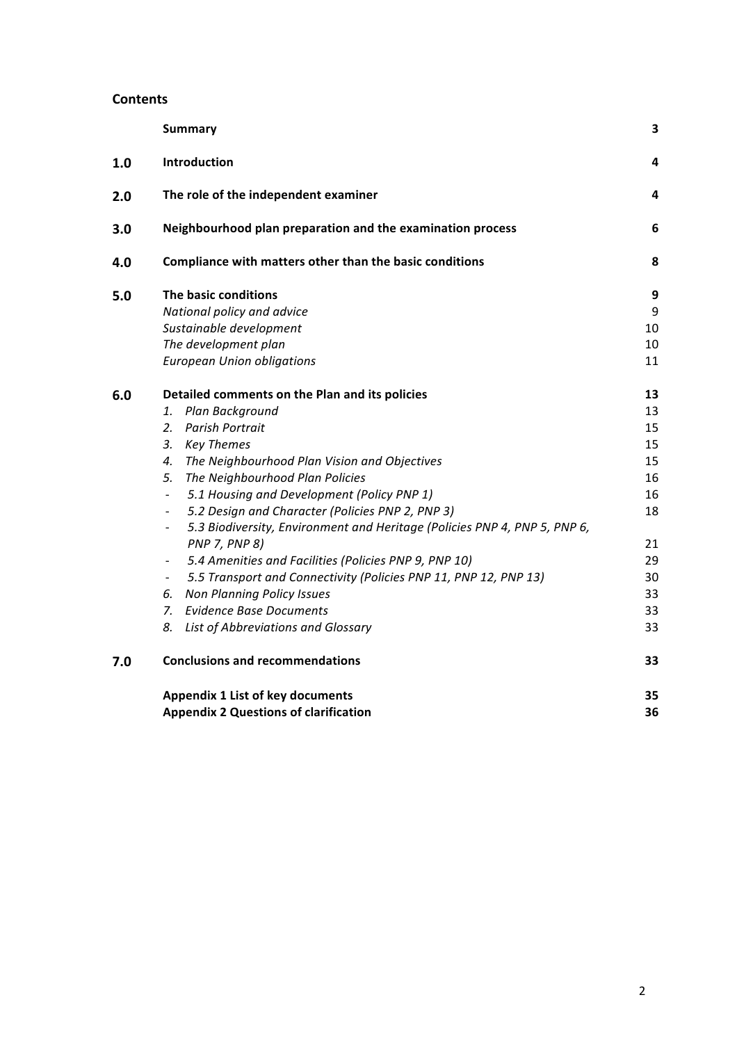## Contents

| | | |
|---|---|---|
| | **Summary** | **3** |
| **1.0** | **Introduction** | **4** |
| **2.0** | **The role of the independent examiner** | **4** |
| **3.0** | **Neighbourhood plan preparation and the examination process** | **6** |
| **4.0** | **Compliance with matters other than the basic conditions** | **8** |
| **5.0** | **The basic conditions** | **9** |
| | *National policy and advice* | 9 |
| | *Sustainable development* | 10 |
| | *The development plan* | 10 |
| | *European Union obligations* | 11 |
| **6.0** | **Detailed comments on the Plan and its policies** | **13** |
| | *1. Plan Background* | 13 |
| | *2. Parish Portrait* | 15 |
| | *3. Key Themes* | 15 |
| | *4. The Neighbourhood Plan Vision and Objectives* | 15 |
| | *5. The Neighbourhood Plan Policies* | 16 |
| | - *5.1 Housing and Development (Policy PNP 1)* | 16 |
| | - *5.2 Design and Character (Policies PNP 2, PNP 3)* | 18 |
| | - *5.3 Biodiversity, Environment and Heritage (Policies PNP 4, PNP 5, PNP 6, PNP 7, PNP 8)* | 21 |
| | - *5.4 Amenities and Facilities (Policies PNP 9, PNP 10)* | 29 |
| | - *5.5 Transport and Connectivity (Policies PNP 11, PNP 12, PNP 13)* | 30 |
| | *6. Non Planning Policy Issues* | 33 |
| | *7. Evidence Base Documents* | 33 |
| | *8. List of Abbreviations and Glossary* | 33 |
| **7.0** | **Conclusions and recommendations** | **33** |
| | **Appendix 1 List of key documents** | **35** |
| | **Appendix 2 Questions of clarification** | **36** |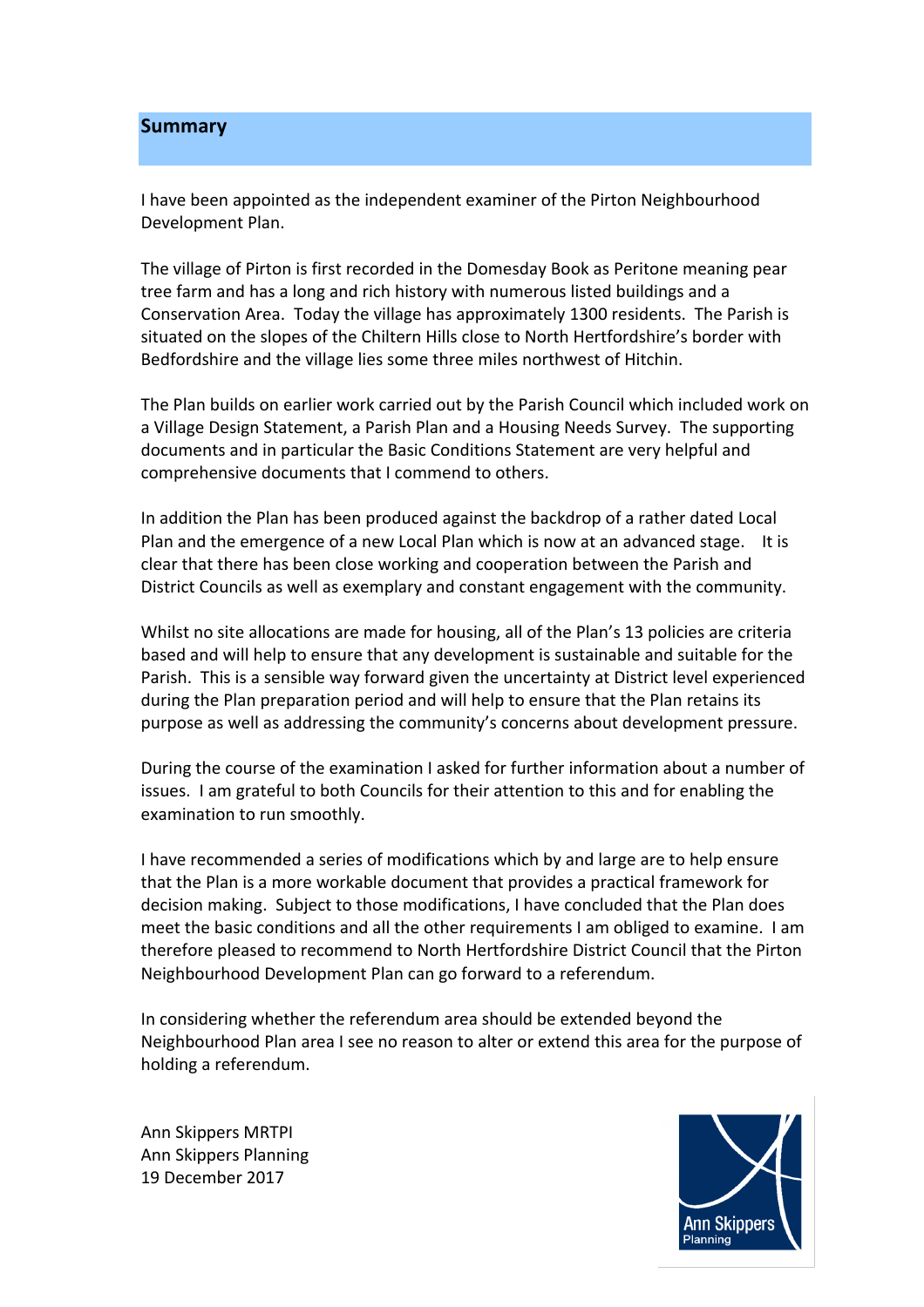## Summary

I have been appointed as the independent examiner of the Pirton Neighbourhood Development Plan.

The village of Pirton is first recorded in the Domesday Book as Peritone meaning pear tree farm and has a long and rich history with numerous listed buildings and a Conservation Area. Today the village has approximately 1300 residents. The Parish is situated on the slopes of the Chiltern Hills close to North Hertfordshire's border with Bedfordshire and the village lies some three miles northwest of Hitchin.

The Plan builds on earlier work carried out by the Parish Council which included work on a Village Design Statement, a Parish Plan and a Housing Needs Survey. The supporting documents and in particular the Basic Conditions Statement are very helpful and comprehensive documents that I commend to others.

In addition the Plan has been produced against the backdrop of a rather dated Local Plan and the emergence of a new Local Plan which is now at an advanced stage. It is clear that there has been close working and cooperation between the Parish and District Councils as well as exemplary and constant engagement with the community.

Whilst no site allocations are made for housing, all of the Plan's 13 policies are criteria based and will help to ensure that any development is sustainable and suitable for the Parish. This is a sensible way forward given the uncertainty at District level experienced during the Plan preparation period and will help to ensure that the Plan retains its purpose as well as addressing the community's concerns about development pressure.

During the course of the examination I asked for further information about a number of issues. I am grateful to both Councils for their attention to this and for enabling the examination to run smoothly.

I have recommended a series of modifications which by and large are to help ensure that the Plan is a more workable document that provides a practical framework for decision making. Subject to those modifications, I have concluded that the Plan does meet the basic conditions and all the other requirements I am obliged to examine. I am therefore pleased to recommend to North Hertfordshire District Council that the Pirton Neighbourhood Development Plan can go forward to a referendum.

In considering whether the referendum area should be extended beyond the Neighbourhood Plan area I see no reason to alter or extend this area for the purpose of holding a referendum.

Ann Skippers MRTPI
Ann Skippers Planning
19 December 2017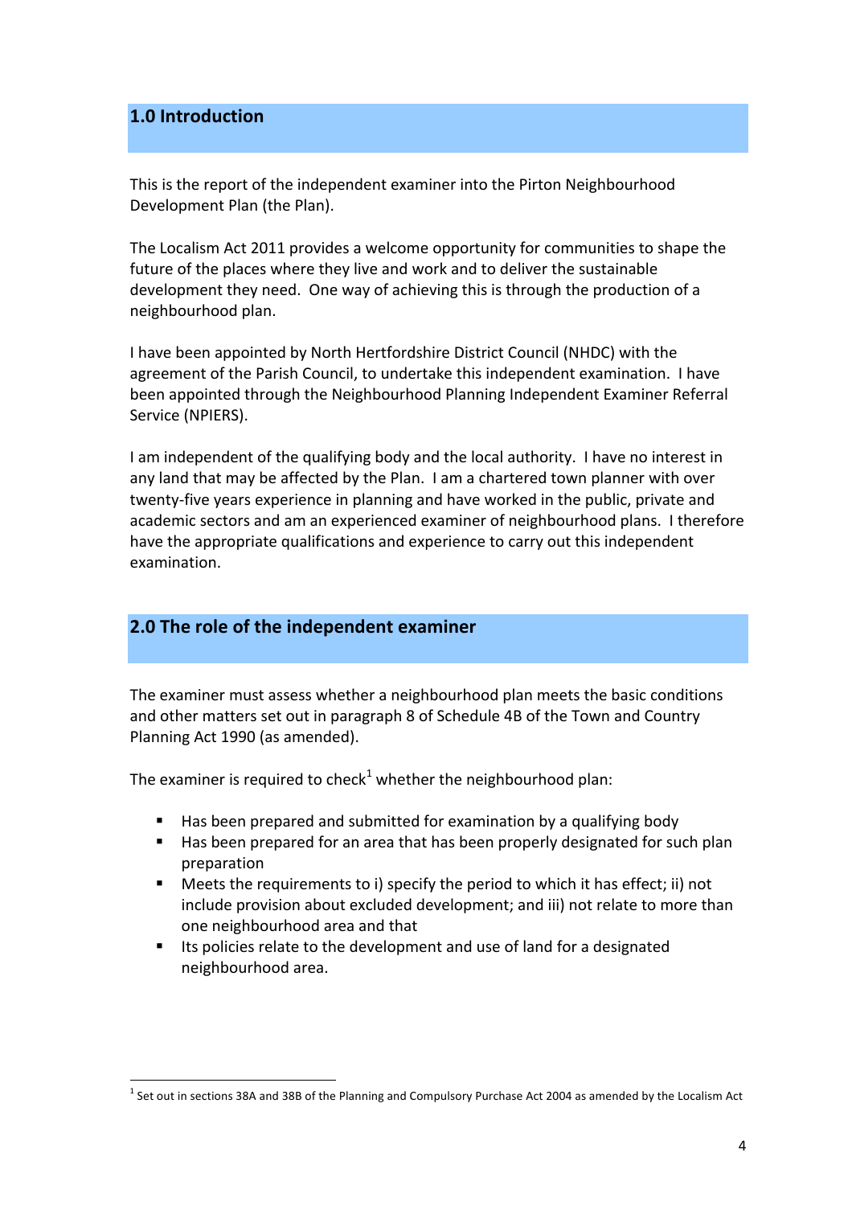## 1.0 Introduction

This is the report of the independent examiner into the Pirton Neighbourhood Development Plan (the Plan).

The Localism Act 2011 provides a welcome opportunity for communities to shape the future of the places where they live and work and to deliver the sustainable development they need. One way of achieving this is through the production of a neighbourhood plan.

I have been appointed by North Hertfordshire District Council (NHDC) with the agreement of the Parish Council, to undertake this independent examination. I have been appointed through the Neighbourhood Planning Independent Examiner Referral Service (NPIERS).

I am independent of the qualifying body and the local authority. I have no interest in any land that may be affected by the Plan. I am a chartered town planner with over twenty-five years experience in planning and have worked in the public, private and academic sectors and am an experienced examiner of neighbourhood plans. I therefore have the appropriate qualifications and experience to carry out this independent examination.

## 2.0 The role of the independent examiner

The examiner must assess whether a neighbourhood plan meets the basic conditions and other matters set out in paragraph 8 of Schedule 4B of the Town and Country Planning Act 1990 (as amended).

The examiner is required to check[1] whether the neighbourhood plan:

- Has been prepared and submitted for examination by a qualifying body
- Has been prepared for an area that has been properly designated for such plan preparation
- Meets the requirements to i) specify the period to which it has effect; ii) not include provision about excluded development; and iii) not relate to more than one neighbourhood area and that
- Its policies relate to the development and use of land for a designated neighbourhood area.

[1] Set out in sections 38A and 38B of the Planning and Compulsory Purchase Act 2004 as amended by the Localism Act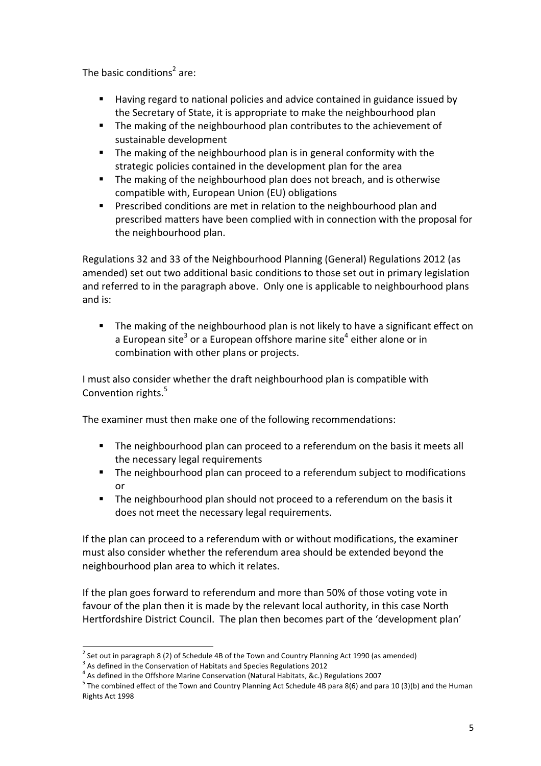The basic conditions[2] are:

- Having regard to national policies and advice contained in guidance issued by the Secretary of State, it is appropriate to make the neighbourhood plan
- The making of the neighbourhood plan contributes to the achievement of sustainable development
- The making of the neighbourhood plan is in general conformity with the strategic policies contained in the development plan for the area
- The making of the neighbourhood plan does not breach, and is otherwise compatible with, European Union (EU) obligations
- Prescribed conditions are met in relation to the neighbourhood plan and prescribed matters have been complied with in connection with the proposal for the neighbourhood plan.

Regulations 32 and 33 of the Neighbourhood Planning (General) Regulations 2012 (as amended) set out two additional basic conditions to those set out in primary legislation and referred to in the paragraph above. Only one is applicable to neighbourhood plans and is:

- The making of the neighbourhood plan is not likely to have a significant effect on a European site[3] or a European offshore marine site[4] either alone or in combination with other plans or projects.

I must also consider whether the draft neighbourhood plan is compatible with Convention rights.[5]

The examiner must then make one of the following recommendations:

- The neighbourhood plan can proceed to a referendum on the basis it meets all the necessary legal requirements
- The neighbourhood plan can proceed to a referendum subject to modifications or
- The neighbourhood plan should not proceed to a referendum on the basis it does not meet the necessary legal requirements.

If the plan can proceed to a referendum with or without modifications, the examiner must also consider whether the referendum area should be extended beyond the neighbourhood plan area to which it relates.

If the plan goes forward to referendum and more than 50% of those voting vote in favour of the plan then it is made by the relevant local authority, in this case North Hertfordshire District Council. The plan then becomes part of the 'development plan'

---

[2] Set out in paragraph 8 (2) of Schedule 4B of the Town and Country Planning Act 1990 (as amended)

[3] As defined in the Conservation of Habitats and Species Regulations 2012

[4] As defined in the Offshore Marine Conservation (Natural Habitats, &c.) Regulations 2007

[5] The combined effect of the Town and Country Planning Act Schedule 4B para 8(6) and para 10 (3)(b) and the Human Rights Act 1998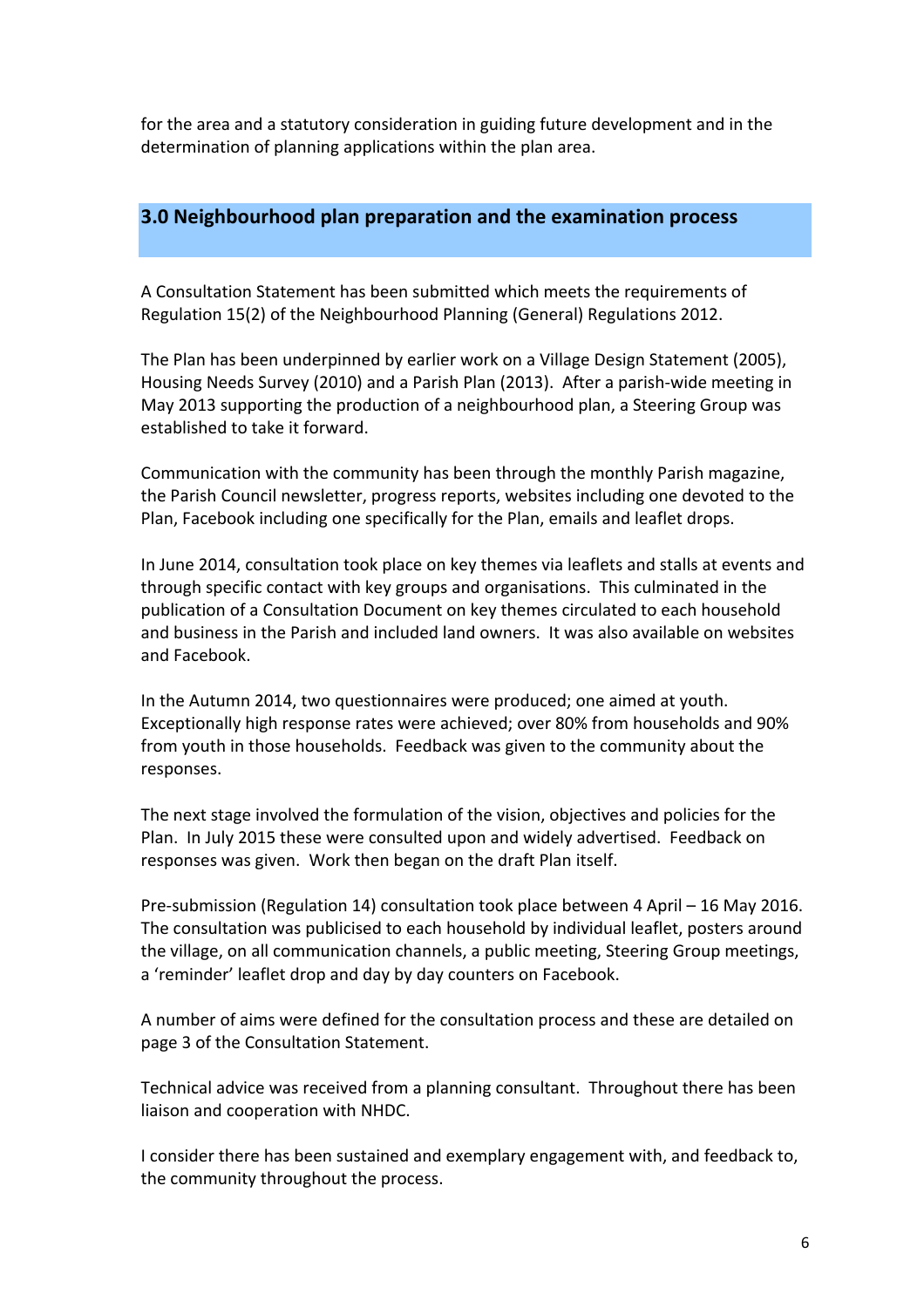for the area and a statutory consideration in guiding future development and in the determination of planning applications within the plan area.

## 3.0 Neighbourhood plan preparation and the examination process

A Consultation Statement has been submitted which meets the requirements of Regulation 15(2) of the Neighbourhood Planning (General) Regulations 2012.

The Plan has been underpinned by earlier work on a Village Design Statement (2005), Housing Needs Survey (2010) and a Parish Plan (2013). After a parish-wide meeting in May 2013 supporting the production of a neighbourhood plan, a Steering Group was established to take it forward.

Communication with the community has been through the monthly Parish magazine, the Parish Council newsletter, progress reports, websites including one devoted to the Plan, Facebook including one specifically for the Plan, emails and leaflet drops.

In June 2014, consultation took place on key themes via leaflets and stalls at events and through specific contact with key groups and organisations. This culminated in the publication of a Consultation Document on key themes circulated to each household and business in the Parish and included land owners. It was also available on websites and Facebook.

In the Autumn 2014, two questionnaires were produced; one aimed at youth. Exceptionally high response rates were achieved; over 80% from households and 90% from youth in those households. Feedback was given to the community about the responses.

The next stage involved the formulation of the vision, objectives and policies for the Plan. In July 2015 these were consulted upon and widely advertised. Feedback on responses was given. Work then began on the draft Plan itself.

Pre-submission (Regulation 14) consultation took place between 4 April – 16 May 2016. The consultation was publicised to each household by individual leaflet, posters around the village, on all communication channels, a public meeting, Steering Group meetings, a 'reminder' leaflet drop and day by day counters on Facebook.

A number of aims were defined for the consultation process and these are detailed on page 3 of the Consultation Statement.

Technical advice was received from a planning consultant. Throughout there has been liaison and cooperation with NHDC.

I consider there has been sustained and exemplary engagement with, and feedback to, the community throughout the process.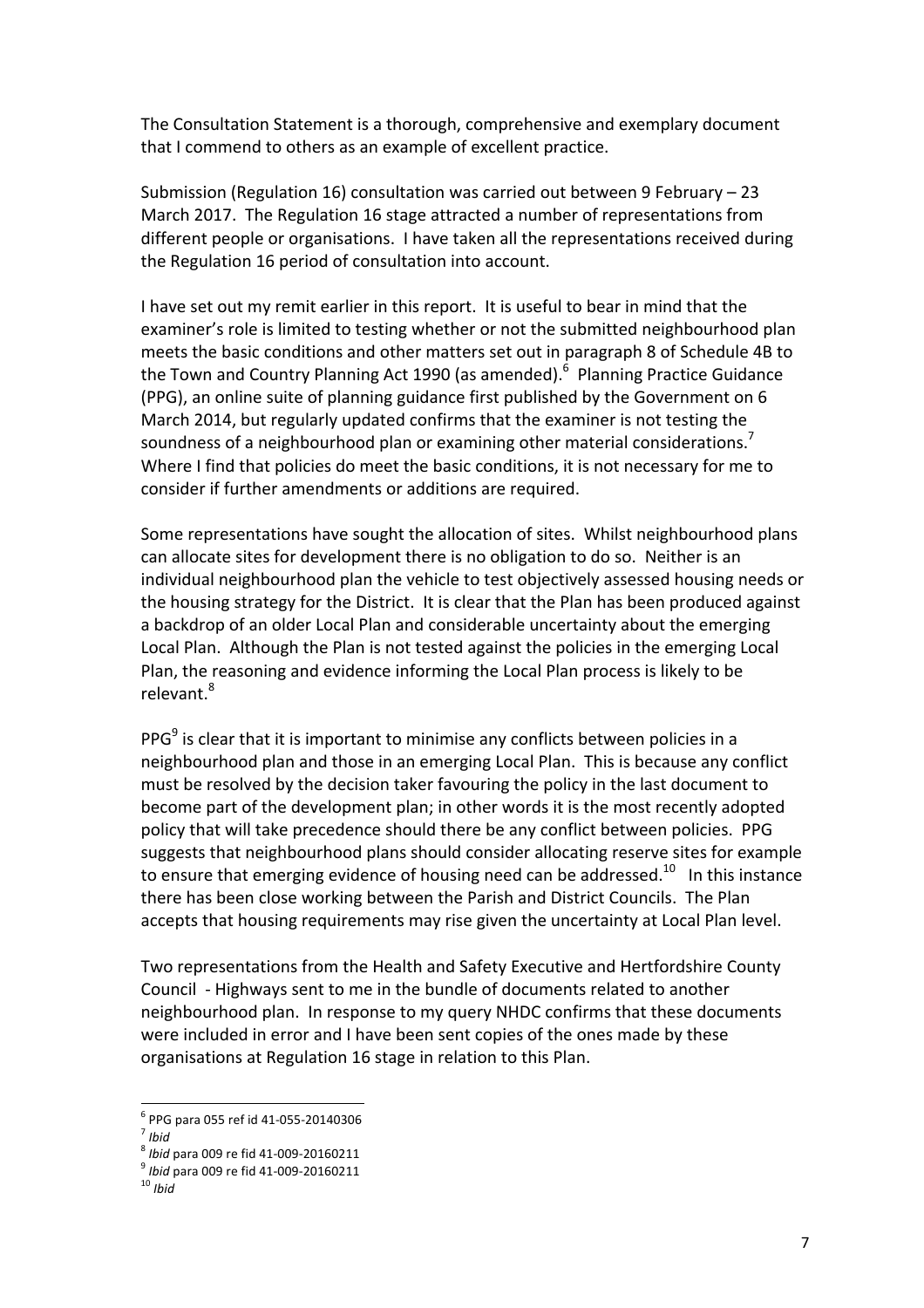The Consultation Statement is a thorough, comprehensive and exemplary document that I commend to others as an example of excellent practice.

Submission (Regulation 16) consultation was carried out between 9 February – 23 March 2017. The Regulation 16 stage attracted a number of representations from different people or organisations. I have taken all the representations received during the Regulation 16 period of consultation into account.

I have set out my remit earlier in this report. It is useful to bear in mind that the examiner's role is limited to testing whether or not the submitted neighbourhood plan meets the basic conditions and other matters set out in paragraph 8 of Schedule 4B to the Town and Country Planning Act 1990 (as amended).[6] Planning Practice Guidance (PPG), an online suite of planning guidance first published by the Government on 6 March 2014, but regularly updated confirms that the examiner is not testing the soundness of a neighbourhood plan or examining other material considerations.[7] Where I find that policies do meet the basic conditions, it is not necessary for me to consider if further amendments or additions are required.

Some representations have sought the allocation of sites. Whilst neighbourhood plans can allocate sites for development there is no obligation to do so. Neither is an individual neighbourhood plan the vehicle to test objectively assessed housing needs or the housing strategy for the District. It is clear that the Plan has been produced against a backdrop of an older Local Plan and considerable uncertainty about the emerging Local Plan. Although the Plan is not tested against the policies in the emerging Local Plan, the reasoning and evidence informing the Local Plan process is likely to be relevant.[8]

PPG[9] is clear that it is important to minimise any conflicts between policies in a neighbourhood plan and those in an emerging Local Plan. This is because any conflict must be resolved by the decision taker favouring the policy in the last document to become part of the development plan; in other words it is the most recently adopted policy that will take precedence should there be any conflict between policies. PPG suggests that neighbourhood plans should consider allocating reserve sites for example to ensure that emerging evidence of housing need can be addressed.[10] In this instance there has been close working between the Parish and District Councils. The Plan accepts that housing requirements may rise given the uncertainty at Local Plan level.

Two representations from the Health and Safety Executive and Hertfordshire County Council - Highways sent to me in the bundle of documents related to another neighbourhood plan. In response to my query NHDC confirms that these documents were included in error and I have been sent copies of the ones made by these organisations at Regulation 16 stage in relation to this Plan.

---

[6] PPG para 055 ref id 41-055-20140306
[7] *Ibid*
[8] *Ibid* para 009 re fid 41-009-20160211
[9] *Ibid* para 009 re fid 41-009-20160211
[10] *Ibid*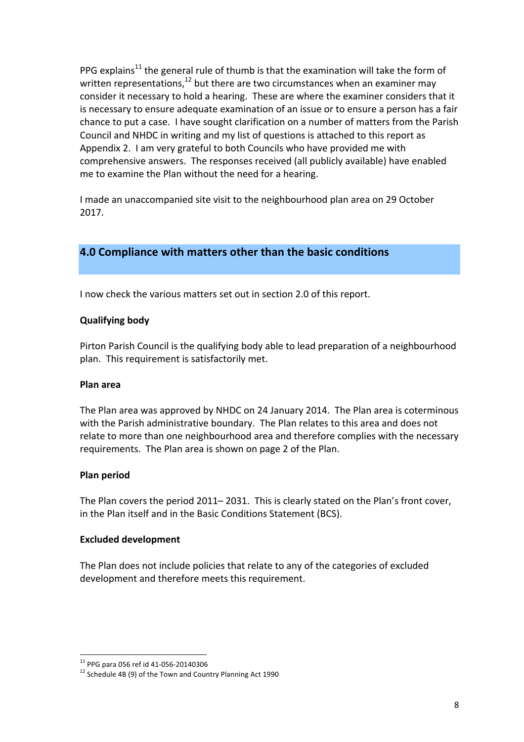PPG explains[11] the general rule of thumb is that the examination will take the form of written representations,[12] but there are two circumstances when an examiner may consider it necessary to hold a hearing. These are where the examiner considers that it is necessary to ensure adequate examination of an issue or to ensure a person has a fair chance to put a case. I have sought clarification on a number of matters from the Parish Council and NHDC in writing and my list of questions is attached to this report as Appendix 2. I am very grateful to both Councils who have provided me with comprehensive answers. The responses received (all publicly available) have enabled me to examine the Plan without the need for a hearing.

I made an unaccompanied site visit to the neighbourhood plan area on 29 October 2017.

## 4.0 Compliance with matters other than the basic conditions

I now check the various matters set out in section 2.0 of this report.

**Qualifying body**

Pirton Parish Council is the qualifying body able to lead preparation of a neighbourhood plan. This requirement is satisfactorily met.

**Plan area**

The Plan area was approved by NHDC on 24 January 2014. The Plan area is coterminous with the Parish administrative boundary. The Plan relates to this area and does not relate to more than one neighbourhood area and therefore complies with the necessary requirements. The Plan area is shown on page 2 of the Plan.

**Plan period**

The Plan covers the period 2011– 2031. This is clearly stated on the Plan's front cover, in the Plan itself and in the Basic Conditions Statement (BCS).

**Excluded development**

The Plan does not include policies that relate to any of the categories of excluded development and therefore meets this requirement.

[11] PPG para 056 ref id 41-056-20140306
[12] Schedule 4B (9) of the Town and Country Planning Act 1990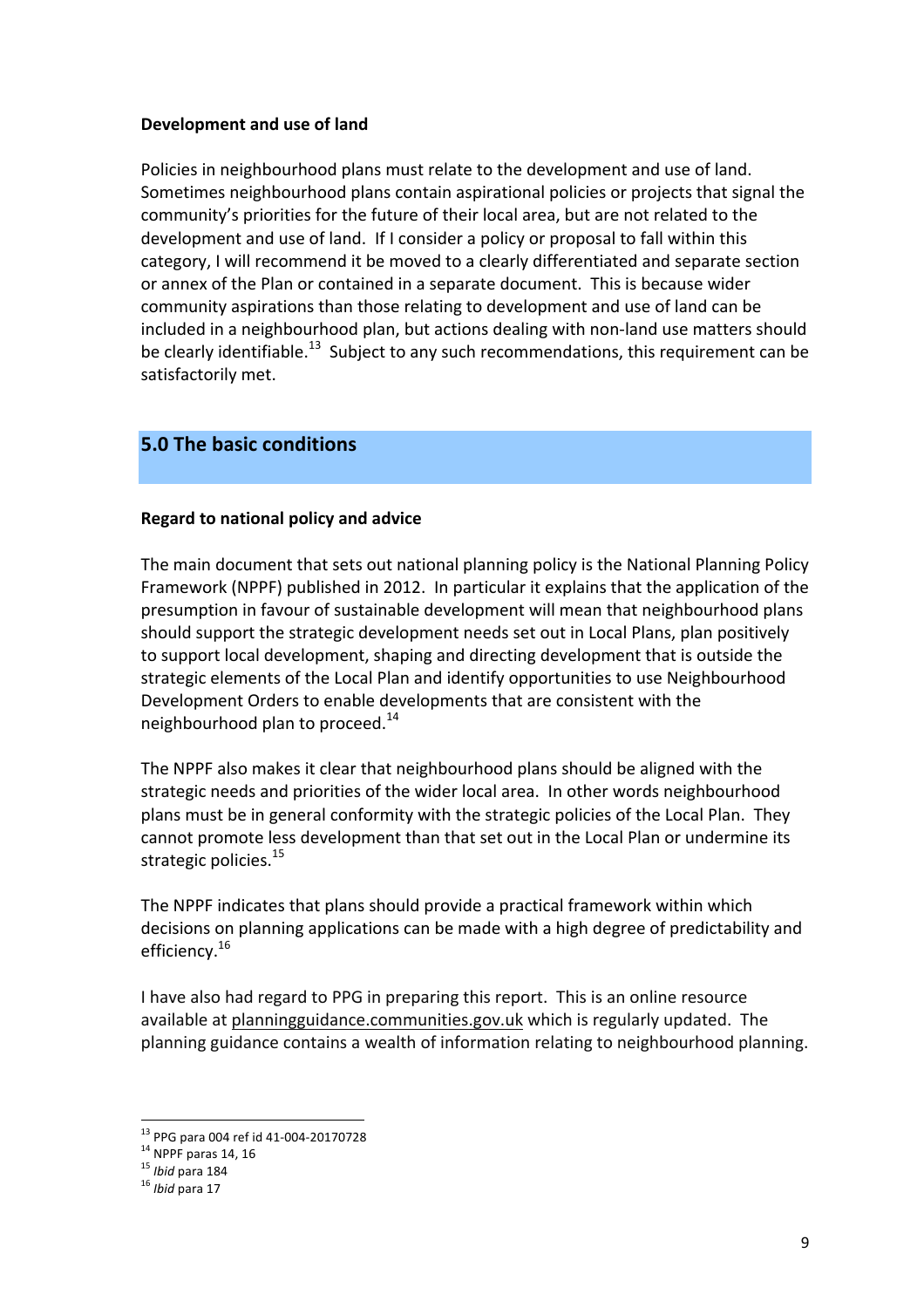**Development and use of land**

Policies in neighbourhood plans must relate to the development and use of land. Sometimes neighbourhood plans contain aspirational policies or projects that signal the community's priorities for the future of their local area, but are not related to the development and use of land. If I consider a policy or proposal to fall within this category, I will recommend it be moved to a clearly differentiated and separate section or annex of the Plan or contained in a separate document. This is because wider community aspirations than those relating to development and use of land can be included in a neighbourhood plan, but actions dealing with non-land use matters should be clearly identifiable.[13] Subject to any such recommendations, this requirement can be satisfactorily met.

## 5.0 The basic conditions

**Regard to national policy and advice**

The main document that sets out national planning policy is the National Planning Policy Framework (NPPF) published in 2012. In particular it explains that the application of the presumption in favour of sustainable development will mean that neighbourhood plans should support the strategic development needs set out in Local Plans, plan positively to support local development, shaping and directing development that is outside the strategic elements of the Local Plan and identify opportunities to use Neighbourhood Development Orders to enable developments that are consistent with the neighbourhood plan to proceed.[14]

The NPPF also makes it clear that neighbourhood plans should be aligned with the strategic needs and priorities of the wider local area. In other words neighbourhood plans must be in general conformity with the strategic policies of the Local Plan. They cannot promote less development than that set out in the Local Plan or undermine its strategic policies.[15]

The NPPF indicates that plans should provide a practical framework within which decisions on planning applications can be made with a high degree of predictability and efficiency.[16]

I have also had regard to PPG in preparing this report. This is an online resource available at planningguidance.communities.gov.uk which is regularly updated. The planning guidance contains a wealth of information relating to neighbourhood planning.

---

[13] PPG para 004 ref id 41-004-20170728
[14] NPPF paras 14, 16
[15] *Ibid* para 184
[16] *Ibid* para 17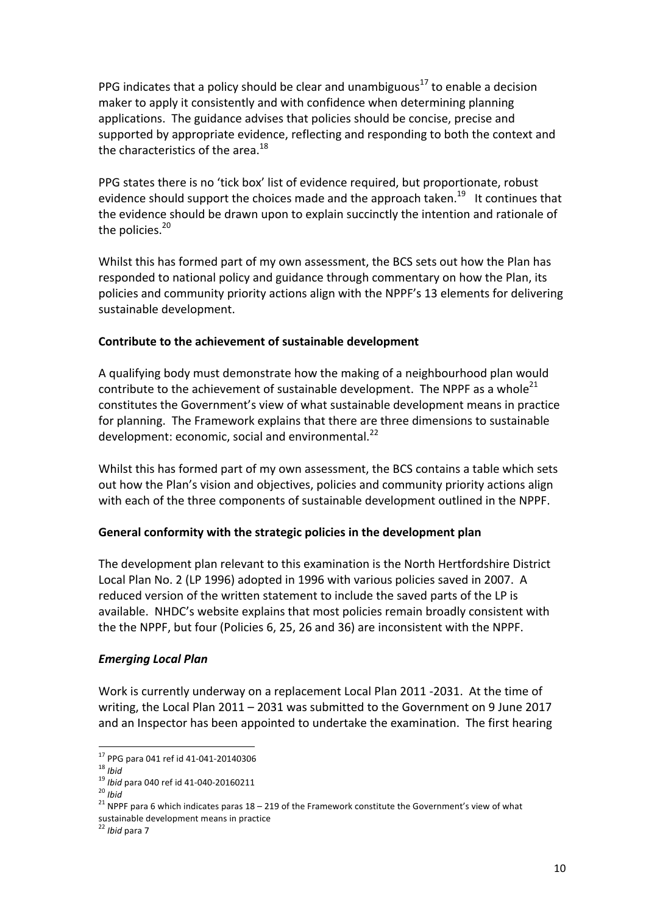PPG indicates that a policy should be clear and unambiguous[17] to enable a decision maker to apply it consistently and with confidence when determining planning applications. The guidance advises that policies should be concise, precise and supported by appropriate evidence, reflecting and responding to both the context and the characteristics of the area.[18]

PPG states there is no 'tick box' list of evidence required, but proportionate, robust evidence should support the choices made and the approach taken.[19] It continues that the evidence should be drawn upon to explain succinctly the intention and rationale of the policies.[20]

Whilst this has formed part of my own assessment, the BCS sets out how the Plan has responded to national policy and guidance through commentary on how the Plan, its policies and community priority actions align with the NPPF's 13 elements for delivering sustainable development.

**Contribute to the achievement of sustainable development**

A qualifying body must demonstrate how the making of a neighbourhood plan would contribute to the achievement of sustainable development. The NPPF as a whole[21] constitutes the Government's view of what sustainable development means in practice for planning. The Framework explains that there are three dimensions to sustainable development: economic, social and environmental.[22]

Whilst this has formed part of my own assessment, the BCS contains a table which sets out how the Plan's vision and objectives, policies and community priority actions align with each of the three components of sustainable development outlined in the NPPF.

**General conformity with the strategic policies in the development plan**

The development plan relevant to this examination is the North Hertfordshire District Local Plan No. 2 (LP 1996) adopted in 1996 with various policies saved in 2007. A reduced version of the written statement to include the saved parts of the LP is available. NHDC's website explains that most policies remain broadly consistent with the the NPPF, but four (Policies 6, 25, 26 and 36) are inconsistent with the NPPF.

***Emerging Local Plan***

Work is currently underway on a replacement Local Plan 2011 -2031. At the time of writing, the Local Plan 2011 – 2031 was submitted to the Government on 9 June 2017 and an Inspector has been appointed to undertake the examination. The first hearing

---

[17] PPG para 041 ref id 41-041-20140306

[18] *Ibid*

[19] *Ibid* para 040 ref id 41-040-20160211

[20] *Ibid*

[21] NPPF para 6 which indicates paras 18 – 219 of the Framework constitute the Government's view of what sustainable development means in practice

[22] *Ibid* para 7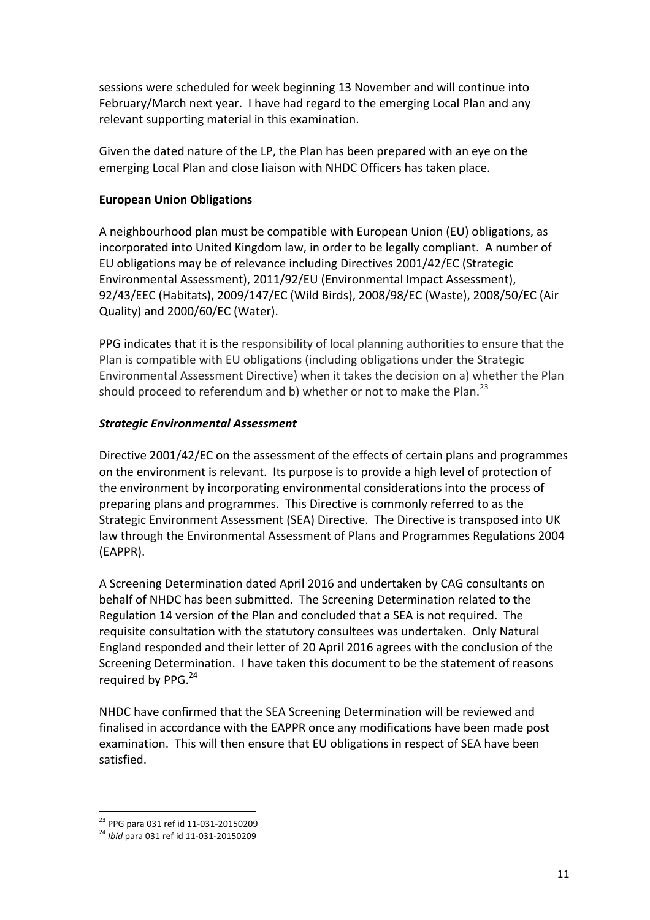sessions were scheduled for week beginning 13 November and will continue into February/March next year. I have had regard to the emerging Local Plan and any relevant supporting material in this examination.

Given the dated nature of the LP, the Plan has been prepared with an eye on the emerging Local Plan and close liaison with NHDC Officers has taken place.

**European Union Obligations**

A neighbourhood plan must be compatible with European Union (EU) obligations, as incorporated into United Kingdom law, in order to be legally compliant. A number of EU obligations may be of relevance including Directives 2001/42/EC (Strategic Environmental Assessment), 2011/92/EU (Environmental Impact Assessment), 92/43/EEC (Habitats), 2009/147/EC (Wild Birds), 2008/98/EC (Waste), 2008/50/EC (Air Quality) and 2000/60/EC (Water).

PPG indicates that it is the responsibility of local planning authorities to ensure that the Plan is compatible with EU obligations (including obligations under the Strategic Environmental Assessment Directive) when it takes the decision on a) whether the Plan should proceed to referendum and b) whether or not to make the Plan.[23]

***Strategic Environmental Assessment***

Directive 2001/42/EC on the assessment of the effects of certain plans and programmes on the environment is relevant. Its purpose is to provide a high level of protection of the environment by incorporating environmental considerations into the process of preparing plans and programmes. This Directive is commonly referred to as the Strategic Environment Assessment (SEA) Directive. The Directive is transposed into UK law through the Environmental Assessment of Plans and Programmes Regulations 2004 (EAPPR).

A Screening Determination dated April 2016 and undertaken by CAG consultants on behalf of NHDC has been submitted. The Screening Determination related to the Regulation 14 version of the Plan and concluded that a SEA is not required. The requisite consultation with the statutory consultees was undertaken. Only Natural England responded and their letter of 20 April 2016 agrees with the conclusion of the Screening Determination. I have taken this document to be the statement of reasons required by PPG.[24]

NHDC have confirmed that the SEA Screening Determination will be reviewed and finalised in accordance with the EAPPR once any modifications have been made post examination. This will then ensure that EU obligations in respect of SEA have been satisfied.

---

[23] PPG para 031 ref id 11-031-20150209

[24] *Ibid* para 031 ref id 11-031-20150209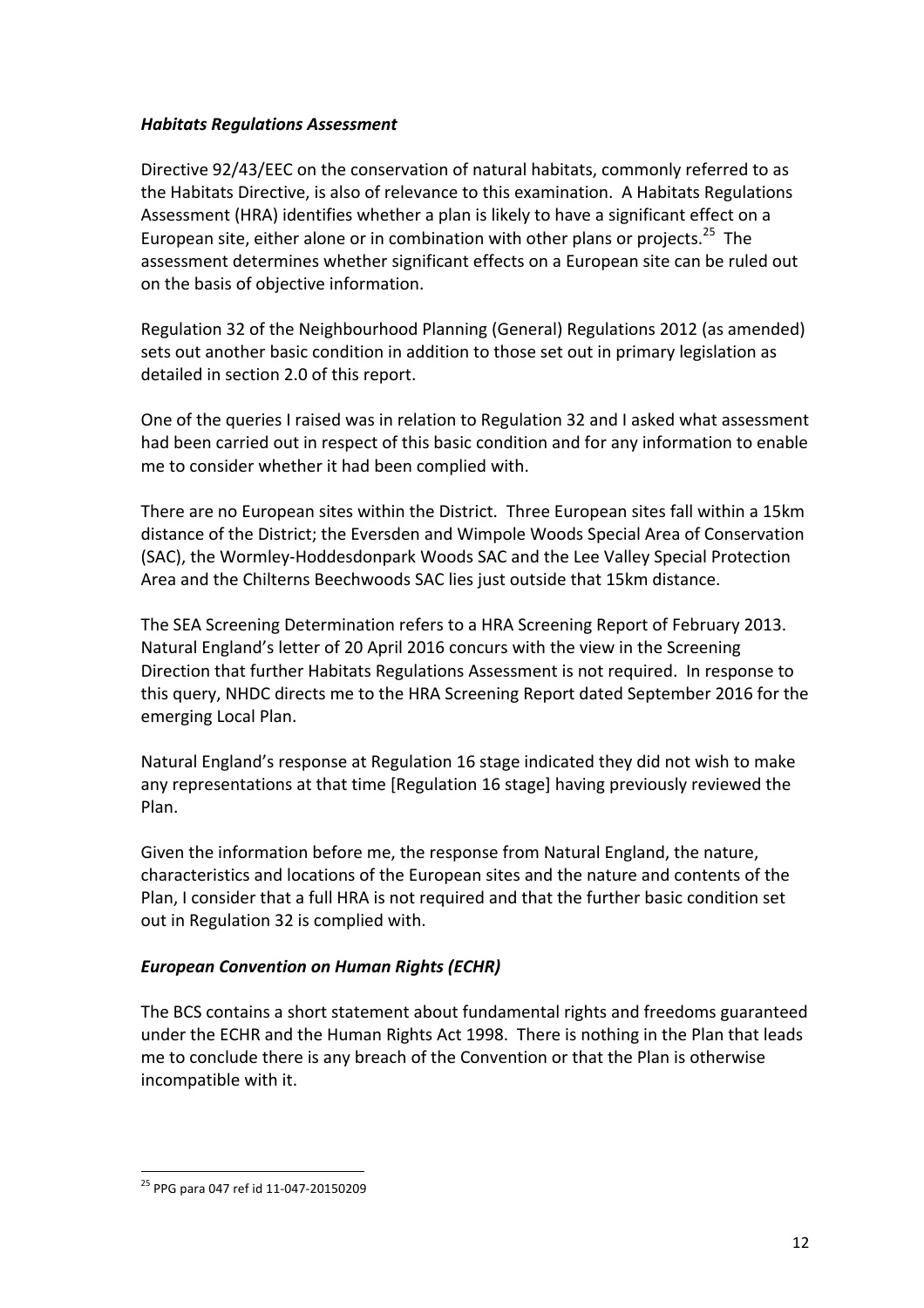### *Habitats Regulations Assessment*

Directive 92/43/EEC on the conservation of natural habitats, commonly referred to as the Habitats Directive, is also of relevance to this examination. A Habitats Regulations Assessment (HRA) identifies whether a plan is likely to have a significant effect on a European site, either alone or in combination with other plans or projects.[25] The assessment determines whether significant effects on a European site can be ruled out on the basis of objective information.

Regulation 32 of the Neighbourhood Planning (General) Regulations 2012 (as amended) sets out another basic condition in addition to those set out in primary legislation as detailed in section 2.0 of this report.

One of the queries I raised was in relation to Regulation 32 and I asked what assessment had been carried out in respect of this basic condition and for any information to enable me to consider whether it had been complied with.

There are no European sites within the District. Three European sites fall within a 15km distance of the District; the Eversden and Wimpole Woods Special Area of Conservation (SAC), the Wormley-Hoddesdonpark Woods SAC and the Lee Valley Special Protection Area and the Chilterns Beechwoods SAC lies just outside that 15km distance.

The SEA Screening Determination refers to a HRA Screening Report of February 2013. Natural England's letter of 20 April 2016 concurs with the view in the Screening Direction that further Habitats Regulations Assessment is not required. In response to this query, NHDC directs me to the HRA Screening Report dated September 2016 for the emerging Local Plan.

Natural England's response at Regulation 16 stage indicated they did not wish to make any representations at that time [Regulation 16 stage] having previously reviewed the Plan.

Given the information before me, the response from Natural England, the nature, characteristics and locations of the European sites and the nature and contents of the Plan, I consider that a full HRA is not required and that the further basic condition set out in Regulation 32 is complied with.

### *European Convention on Human Rights (ECHR)*

The BCS contains a short statement about fundamental rights and freedoms guaranteed under the ECHR and the Human Rights Act 1998. There is nothing in the Plan that leads me to conclude there is any breach of the Convention or that the Plan is otherwise incompatible with it.

---

[25] PPG para 047 ref id 11-047-20150209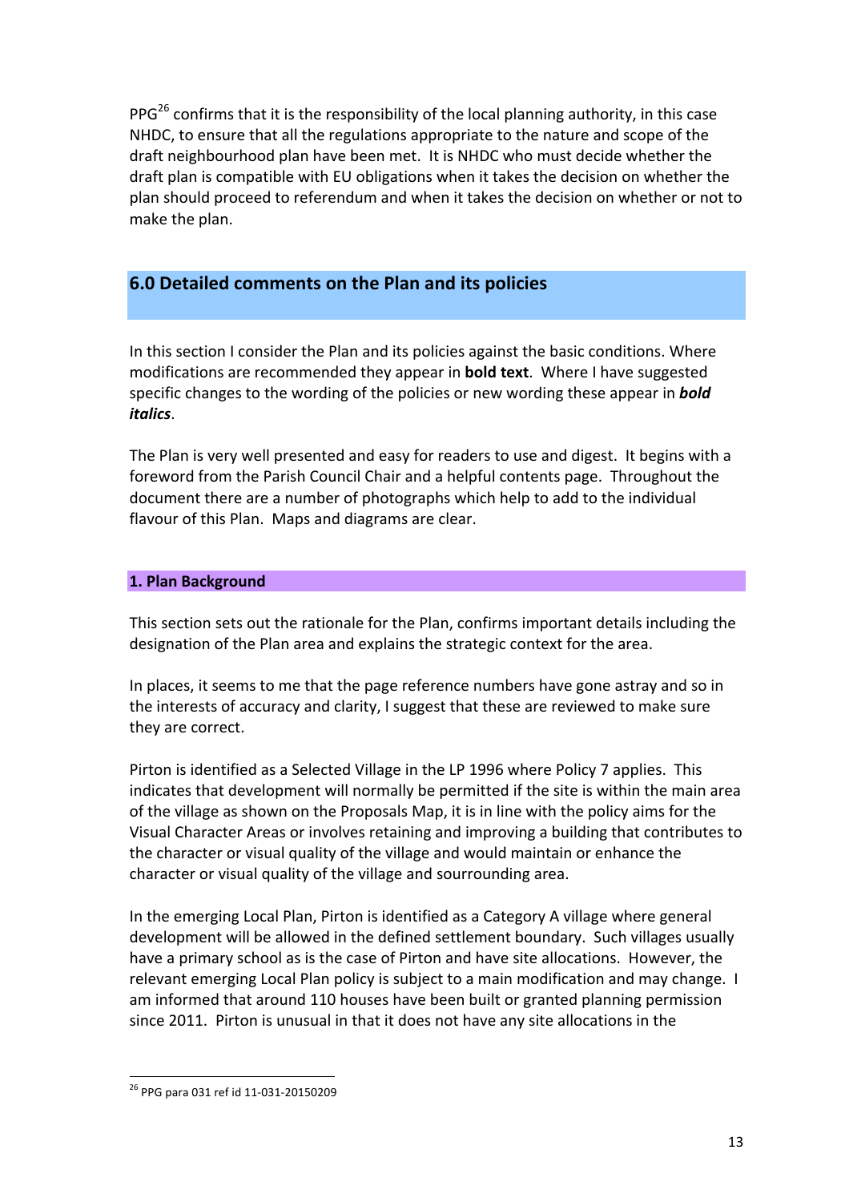PPG[26] confirms that it is the responsibility of the local planning authority, in this case NHDC, to ensure that all the regulations appropriate to the nature and scope of the draft neighbourhood plan have been met. It is NHDC who must decide whether the draft plan is compatible with EU obligations when it takes the decision on whether the plan should proceed to referendum and when it takes the decision on whether or not to make the plan.

## 6.0 Detailed comments on the Plan and its policies

In this section I consider the Plan and its policies against the basic conditions. Where modifications are recommended they appear in **bold text**. Where I have suggested specific changes to the wording of the policies or new wording these appear in ***bold italics***.

The Plan is very well presented and easy for readers to use and digest. It begins with a foreword from the Parish Council Chair and a helpful contents page. Throughout the document there are a number of photographs which help to add to the individual flavour of this Plan. Maps and diagrams are clear.

### 1. Plan Background

This section sets out the rationale for the Plan, confirms important details including the designation of the Plan area and explains the strategic context for the area.

In places, it seems to me that the page reference numbers have gone astray and so in the interests of accuracy and clarity, I suggest that these are reviewed to make sure they are correct.

Pirton is identified as a Selected Village in the LP 1996 where Policy 7 applies. This indicates that development will normally be permitted if the site is within the main area of the village as shown on the Proposals Map, it is in line with the policy aims for the Visual Character Areas or involves retaining and improving a building that contributes to the character or visual quality of the village and would maintain or enhance the character or visual quality of the village and sourrounding area.

In the emerging Local Plan, Pirton is identified as a Category A village where general development will be allowed in the defined settlement boundary. Such villages usually have a primary school as is the case of Pirton and have site allocations. However, the relevant emerging Local Plan policy is subject to a main modification and may change. I am informed that around 110 houses have been built or granted planning permission since 2011. Pirton is unusual in that it does not have any site allocations in the

[26] PPG para 031 ref id 11-031-20150209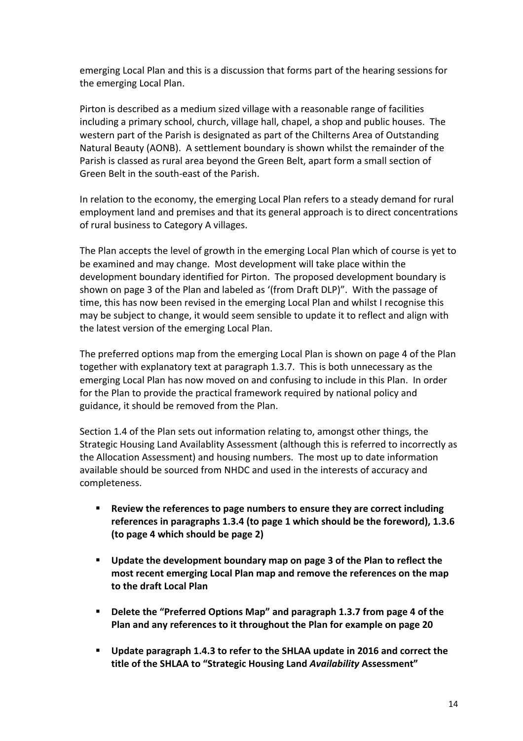emerging Local Plan and this is a discussion that forms part of the hearing sessions for the emerging Local Plan.

Pirton is described as a medium sized village with a reasonable range of facilities including a primary school, church, village hall, chapel, a shop and public houses. The western part of the Parish is designated as part of the Chilterns Area of Outstanding Natural Beauty (AONB). A settlement boundary is shown whilst the remainder of the Parish is classed as rural area beyond the Green Belt, apart form a small section of Green Belt in the south-east of the Parish.

In relation to the economy, the emerging Local Plan refers to a steady demand for rural employment land and premises and that its general approach is to direct concentrations of rural business to Category A villages.

The Plan accepts the level of growth in the emerging Local Plan which of course is yet to be examined and may change. Most development will take place within the development boundary identified for Pirton. The proposed development boundary is shown on page 3 of the Plan and labeled as '(from Draft DLP)". With the passage of time, this has now been revised in the emerging Local Plan and whilst I recognise this may be subject to change, it would seem sensible to update it to reflect and align with the latest version of the emerging Local Plan.

The preferred options map from the emerging Local Plan is shown on page 4 of the Plan together with explanatory text at paragraph 1.3.7. This is both unnecessary as the emerging Local Plan has now moved on and confusing to include in this Plan. In order for the Plan to provide the practical framework required by national policy and guidance, it should be removed from the Plan.

Section 1.4 of the Plan sets out information relating to, amongst other things, the Strategic Housing Land Availablity Assessment (although this is referred to incorrectly as the Allocation Assessment) and housing numbers. The most up to date information available should be sourced from NHDC and used in the interests of accuracy and completeness.

- **Review the references to page numbers to ensure they are correct including references in paragraphs 1.3.4 (to page 1 which should be the foreword), 1.3.6 (to page 4 which should be page 2)**

- **Update the development boundary map on page 3 of the Plan to reflect the most recent emerging Local Plan map and remove the references on the map to the draft Local Plan**

- **Delete the "Preferred Options Map" and paragraph 1.3.7 from page 4 of the Plan and any references to it throughout the Plan for example on page 20**

- **Update paragraph 1.4.3 to refer to the SHLAA update in 2016 and correct the title of the SHLAA to "Strategic Housing Land *Availability* Assessment"**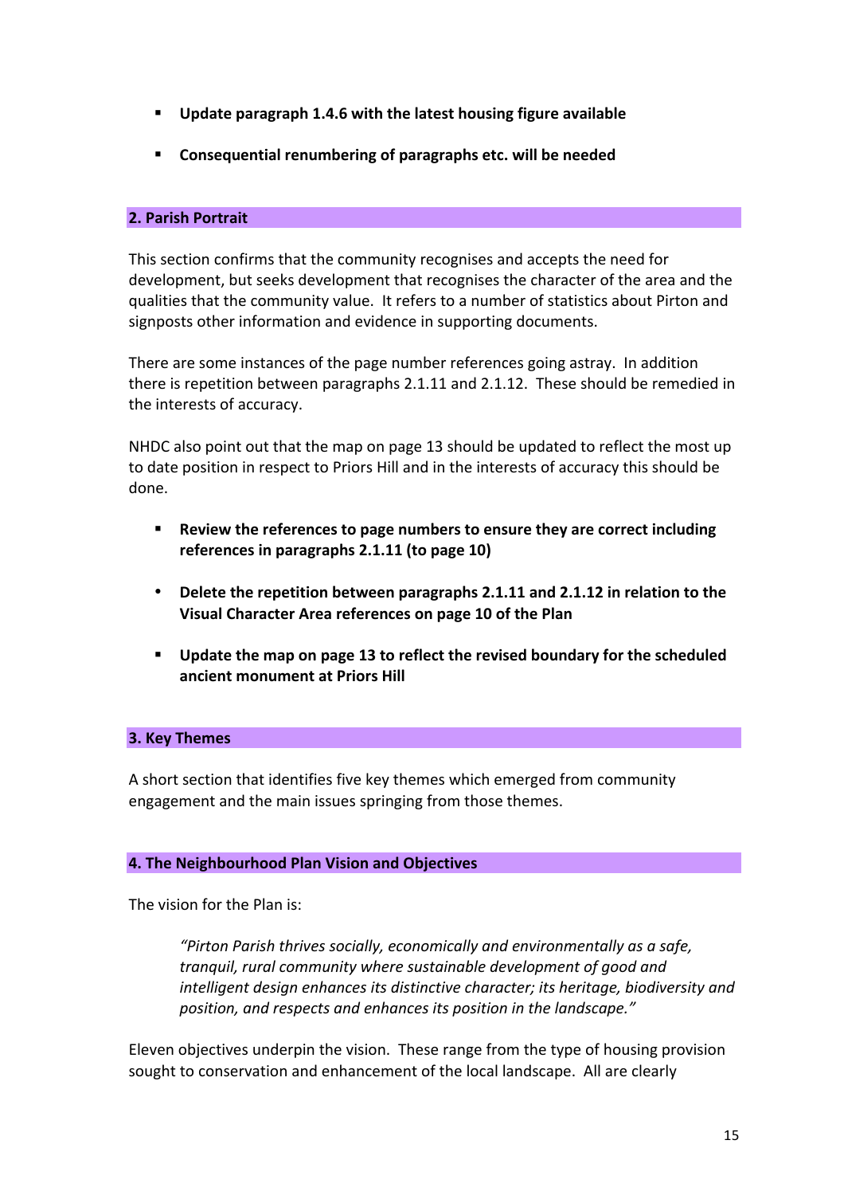- **Update paragraph 1.4.6 with the latest housing figure available**
- **Consequential renumbering of paragraphs etc. will be needed**

## 2. Parish Portrait

This section confirms that the community recognises and accepts the need for development, but seeks development that recognises the character of the area and the qualities that the community value. It refers to a number of statistics about Pirton and signposts other information and evidence in supporting documents.

There are some instances of the page number references going astray. In addition there is repetition between paragraphs 2.1.11 and 2.1.12. These should be remedied in the interests of accuracy.

NHDC also point out that the map on page 13 should be updated to reflect the most up to date position in respect to Priors Hill and in the interests of accuracy this should be done.

- **Review the references to page numbers to ensure they are correct including references in paragraphs 2.1.11 (to page 10)**
- **Delete the repetition between paragraphs 2.1.11 and 2.1.12 in relation to the Visual Character Area references on page 10 of the Plan**
- **Update the map on page 13 to reflect the revised boundary for the scheduled ancient monument at Priors Hill**

## 3. Key Themes

A short section that identifies five key themes which emerged from community engagement and the main issues springing from those themes.

## 4. The Neighbourhood Plan Vision and Objectives

The vision for the Plan is:

> *"Pirton Parish thrives socially, economically and environmentally as a safe, tranquil, rural community where sustainable development of good and intelligent design enhances its distinctive character; its heritage, biodiversity and position, and respects and enhances its position in the landscape."*

Eleven objectives underpin the vision. These range from the type of housing provision sought to conservation and enhancement of the local landscape. All are clearly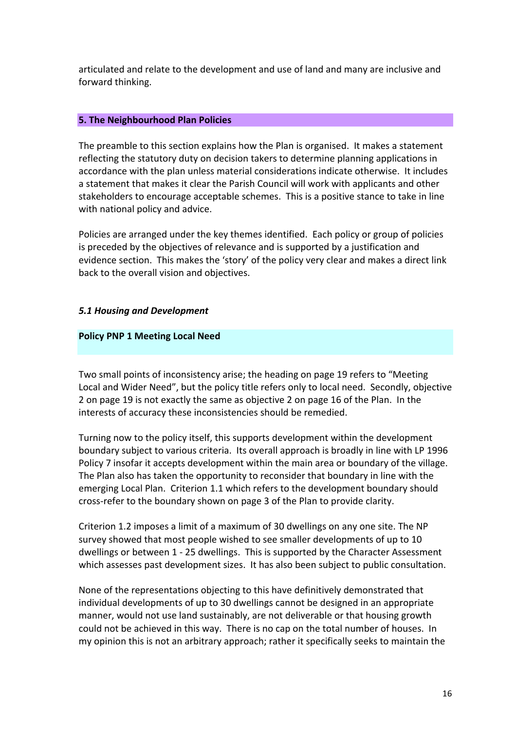articulated and relate to the development and use of land and many are inclusive and forward thinking.

## 5. The Neighbourhood Plan Policies

The preamble to this section explains how the Plan is organised. It makes a statement reflecting the statutory duty on decision takers to determine planning applications in accordance with the plan unless material considerations indicate otherwise. It includes a statement that makes it clear the Parish Council will work with applicants and other stakeholders to encourage acceptable schemes. This is a positive stance to take in line with national policy and advice.

Policies are arranged under the key themes identified. Each policy or group of policies is preceded by the objectives of relevance and is supported by a justification and evidence section. This makes the 'story' of the policy very clear and makes a direct link back to the overall vision and objectives.

### *5.1 Housing and Development*

#### Policy PNP 1 Meeting Local Need

Two small points of inconsistency arise; the heading on page 19 refers to "Meeting Local and Wider Need", but the policy title refers only to local need. Secondly, objective 2 on page 19 is not exactly the same as objective 2 on page 16 of the Plan. In the interests of accuracy these inconsistencies should be remedied.

Turning now to the policy itself, this supports development within the development boundary subject to various criteria. Its overall approach is broadly in line with LP 1996 Policy 7 insofar it accepts development within the main area or boundary of the village. The Plan also has taken the opportunity to reconsider that boundary in line with the emerging Local Plan. Criterion 1.1 which refers to the development boundary should cross-refer to the boundary shown on page 3 of the Plan to provide clarity.

Criterion 1.2 imposes a limit of a maximum of 30 dwellings on any one site. The NP survey showed that most people wished to see smaller developments of up to 10 dwellings or between 1 - 25 dwellings. This is supported by the Character Assessment which assesses past development sizes. It has also been subject to public consultation.

None of the representations objecting to this have definitively demonstrated that individual developments of up to 30 dwellings cannot be designed in an appropriate manner, would not use land sustainably, are not deliverable or that housing growth could not be achieved in this way. There is no cap on the total number of houses. In my opinion this is not an arbitrary approach; rather it specifically seeks to maintain the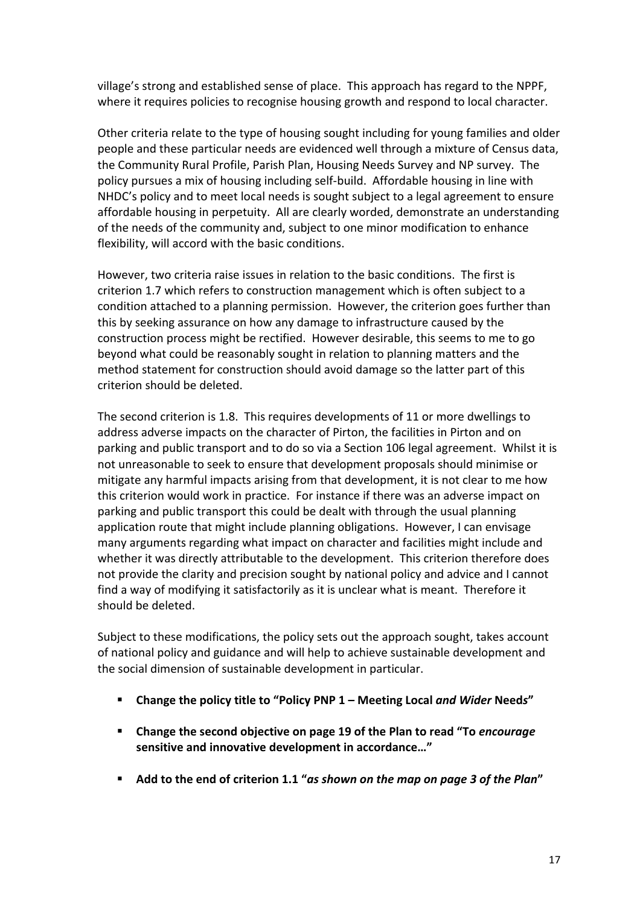village's strong and established sense of place. This approach has regard to the NPPF, where it requires policies to recognise housing growth and respond to local character.

Other criteria relate to the type of housing sought including for young families and older people and these particular needs are evidenced well through a mixture of Census data, the Community Rural Profile, Parish Plan, Housing Needs Survey and NP survey. The policy pursues a mix of housing including self-build. Affordable housing in line with NHDC's policy and to meet local needs is sought subject to a legal agreement to ensure affordable housing in perpetuity. All are clearly worded, demonstrate an understanding of the needs of the community and, subject to one minor modification to enhance flexibility, will accord with the basic conditions.

However, two criteria raise issues in relation to the basic conditions. The first is criterion 1.7 which refers to construction management which is often subject to a condition attached to a planning permission. However, the criterion goes further than this by seeking assurance on how any damage to infrastructure caused by the construction process might be rectified. However desirable, this seems to me to go beyond what could be reasonably sought in relation to planning matters and the method statement for construction should avoid damage so the latter part of this criterion should be deleted.

The second criterion is 1.8. This requires developments of 11 or more dwellings to address adverse impacts on the character of Pirton, the facilities in Pirton and on parking and public transport and to do so via a Section 106 legal agreement. Whilst it is not unreasonable to seek to ensure that development proposals should minimise or mitigate any harmful impacts arising from that development, it is not clear to me how this criterion would work in practice. For instance if there was an adverse impact on parking and public transport this could be dealt with through the usual planning application route that might include planning obligations. However, I can envisage many arguments regarding what impact on character and facilities might include and whether it was directly attributable to the development. This criterion therefore does not provide the clarity and precision sought by national policy and advice and I cannot find a way of modifying it satisfactorily as it is unclear what is meant. Therefore it should be deleted.

Subject to these modifications, the policy sets out the approach sought, takes account of national policy and guidance and will help to achieve sustainable development and the social dimension of sustainable development in particular.

- **Change the policy title to "Policy PNP 1 – Meeting Local *and Wider* Needs"**
- **Change the second objective on page 19 of the Plan to read "To *encourage* sensitive and innovative development in accordance…"**
- **Add to the end of criterion 1.1 "*as shown on the map on page 3 of the Plan*"**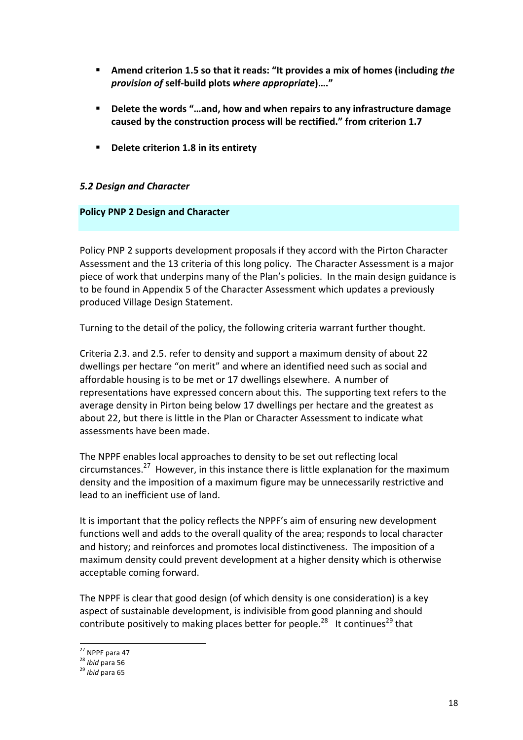- **Amend criterion 1.5 so that it reads: "It provides a mix of homes (including *the provision of* self-build plots *where appropriate*)…."**

- **Delete the words "…and, how and when repairs to any infrastructure damage caused by the construction process will be rectified." from criterion 1.7**

- **Delete criterion 1.8 in its entirety**

### *5.2 Design and Character*

**Policy PNP 2 Design and Character**

Policy PNP 2 supports development proposals if they accord with the Pirton Character Assessment and the 13 criteria of this long policy. The Character Assessment is a major piece of work that underpins many of the Plan's policies. In the main design guidance is to be found in Appendix 5 of the Character Assessment which updates a previously produced Village Design Statement.

Turning to the detail of the policy, the following criteria warrant further thought.

Criteria 2.3. and 2.5. refer to density and support a maximum density of about 22 dwellings per hectare "on merit" and where an identified need such as social and affordable housing is to be met or 17 dwellings elsewhere. A number of representations have expressed concern about this. The supporting text refers to the average density in Pirton being below 17 dwellings per hectare and the greatest as about 22, but there is little in the Plan or Character Assessment to indicate what assessments have been made.

The NPPF enables local approaches to density to be set out reflecting local circumstances.[27] However, in this instance there is little explanation for the maximum density and the imposition of a maximum figure may be unnecessarily restrictive and lead to an inefficient use of land.

It is important that the policy reflects the NPPF's aim of ensuring new development functions well and adds to the overall quality of the area; responds to local character and history; and reinforces and promotes local distinctiveness. The imposition of a maximum density could prevent development at a higher density which is otherwise acceptable coming forward.

The NPPF is clear that good design (of which density is one consideration) is a key aspect of sustainable development, is indivisible from good planning and should contribute positively to making places better for people.[28] It continues[29] that

---

[27] NPPF para 47
[28] *Ibid* para 56
[29] *Ibid* para 65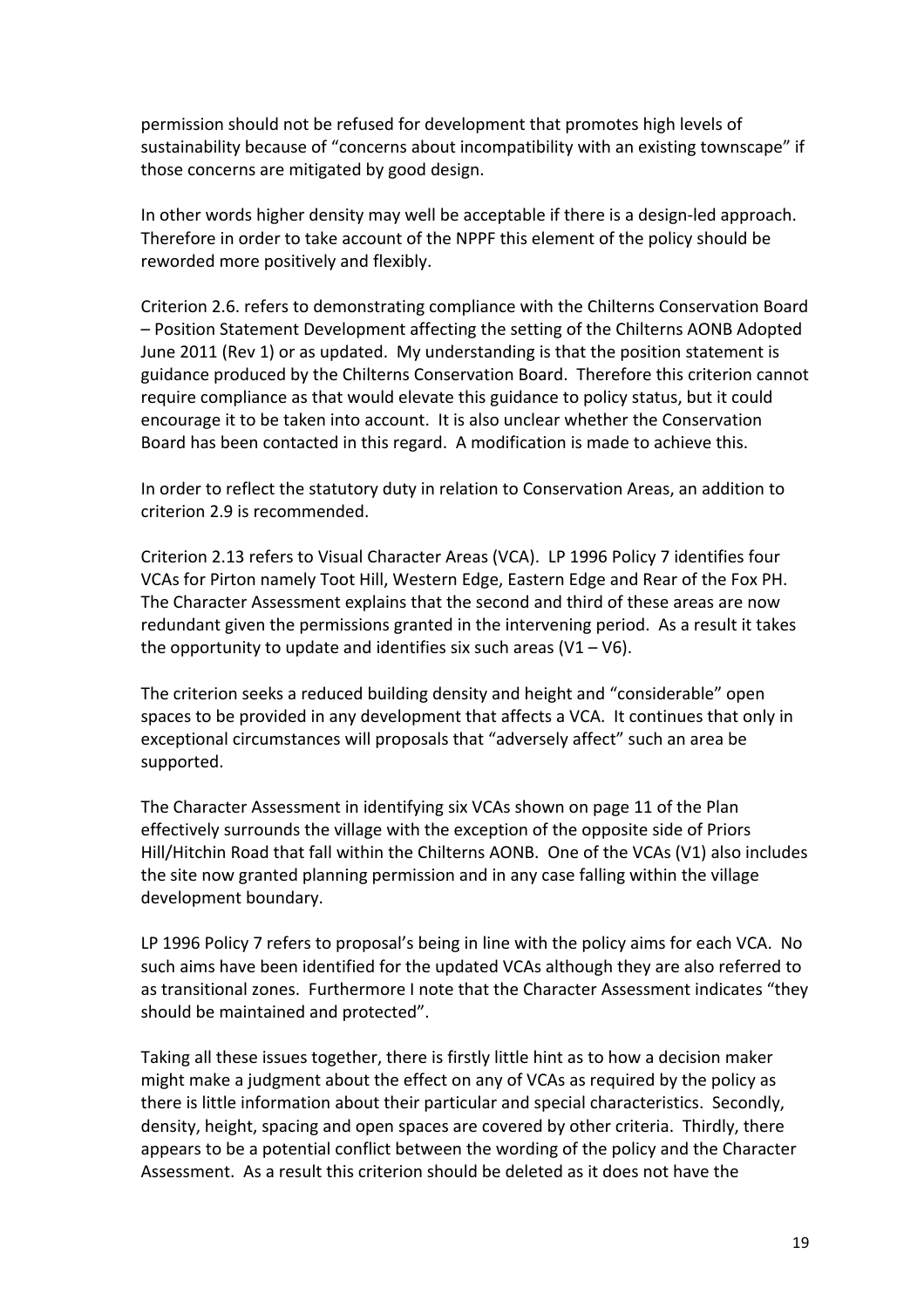permission should not be refused for development that promotes high levels of sustainability because of "concerns about incompatibility with an existing townscape" if those concerns are mitigated by good design.

In other words higher density may well be acceptable if there is a design-led approach. Therefore in order to take account of the NPPF this element of the policy should be reworded more positively and flexibly.

Criterion 2.6. refers to demonstrating compliance with the Chilterns Conservation Board – Position Statement Development affecting the setting of the Chilterns AONB Adopted June 2011 (Rev 1) or as updated. My understanding is that the position statement is guidance produced by the Chilterns Conservation Board. Therefore this criterion cannot require compliance as that would elevate this guidance to policy status, but it could encourage it to be taken into account. It is also unclear whether the Conservation Board has been contacted in this regard. A modification is made to achieve this.

In order to reflect the statutory duty in relation to Conservation Areas, an addition to criterion 2.9 is recommended.

Criterion 2.13 refers to Visual Character Areas (VCA). LP 1996 Policy 7 identifies four VCAs for Pirton namely Toot Hill, Western Edge, Eastern Edge and Rear of the Fox PH. The Character Assessment explains that the second and third of these areas are now redundant given the permissions granted in the intervening period. As a result it takes the opportunity to update and identifies six such areas (V1 – V6).

The criterion seeks a reduced building density and height and "considerable" open spaces to be provided in any development that affects a VCA. It continues that only in exceptional circumstances will proposals that "adversely affect" such an area be supported.

The Character Assessment in identifying six VCAs shown on page 11 of the Plan effectively surrounds the village with the exception of the opposite side of Priors Hill/Hitchin Road that fall within the Chilterns AONB. One of the VCAs (V1) also includes the site now granted planning permission and in any case falling within the village development boundary.

LP 1996 Policy 7 refers to proposal's being in line with the policy aims for each VCA. No such aims have been identified for the updated VCAs although they are also referred to as transitional zones. Furthermore I note that the Character Assessment indicates "they should be maintained and protected".

Taking all these issues together, there is firstly little hint as to how a decision maker might make a judgment about the effect on any of VCAs as required by the policy as there is little information about their particular and special characteristics. Secondly, density, height, spacing and open spaces are covered by other criteria. Thirdly, there appears to be a potential conflict between the wording of the policy and the Character Assessment. As a result this criterion should be deleted as it does not have the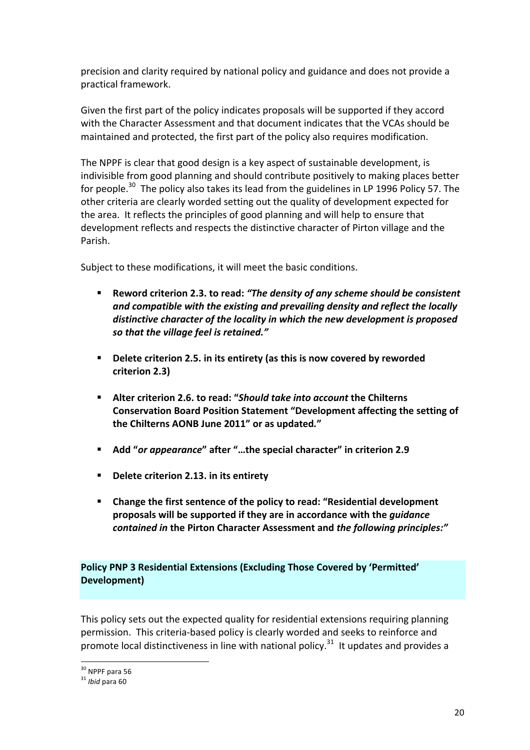precision and clarity required by national policy and guidance and does not provide a practical framework.

Given the first part of the policy indicates proposals will be supported if they accord with the Character Assessment and that document indicates that the VCAs should be maintained and protected, the first part of the policy also requires modification.

The NPPF is clear that good design is a key aspect of sustainable development, is indivisible from good planning and should contribute positively to making places better for people.[30] The policy also takes its lead from the guidelines in LP 1996 Policy 57. The other criteria are clearly worded setting out the quality of development expected for the area. It reflects the principles of good planning and will help to ensure that development reflects and respects the distinctive character of Pirton village and the Parish.

Subject to these modifications, it will meet the basic conditions.

- **Reword criterion 2.3. to read:** ***"The density of any scheme should be consistent and compatible with the existing and prevailing density and reflect the locally distinctive character of the locality in which the new development is proposed so that the village feel is retained."***
- **Delete criterion 2.5. in its entirety (as this is now covered by reworded criterion 2.3)**
- **Alter criterion 2.6. to read: "*Should take into account* the Chilterns Conservation Board Position Statement "Development affecting the setting of the Chilterns AONB June 2011" or as updated."**
- **Add "*or appearance*" after "…the special character" in criterion 2.9**
- **Delete criterion 2.13. in its entirety**
- **Change the first sentence of the policy to read: "Residential development proposals will be supported if they are in accordance with the *guidance contained in* the Pirton Character Assessment and *the following principles:"***

## Policy PNP 3 Residential Extensions (Excluding Those Covered by 'Permitted' Development)

This policy sets out the expected quality for residential extensions requiring planning permission. This criteria-based policy is clearly worded and seeks to reinforce and promote local distinctiveness in line with national policy.[31] It updates and provides a

[30] NPPF para 56
[31] *Ibid* para 60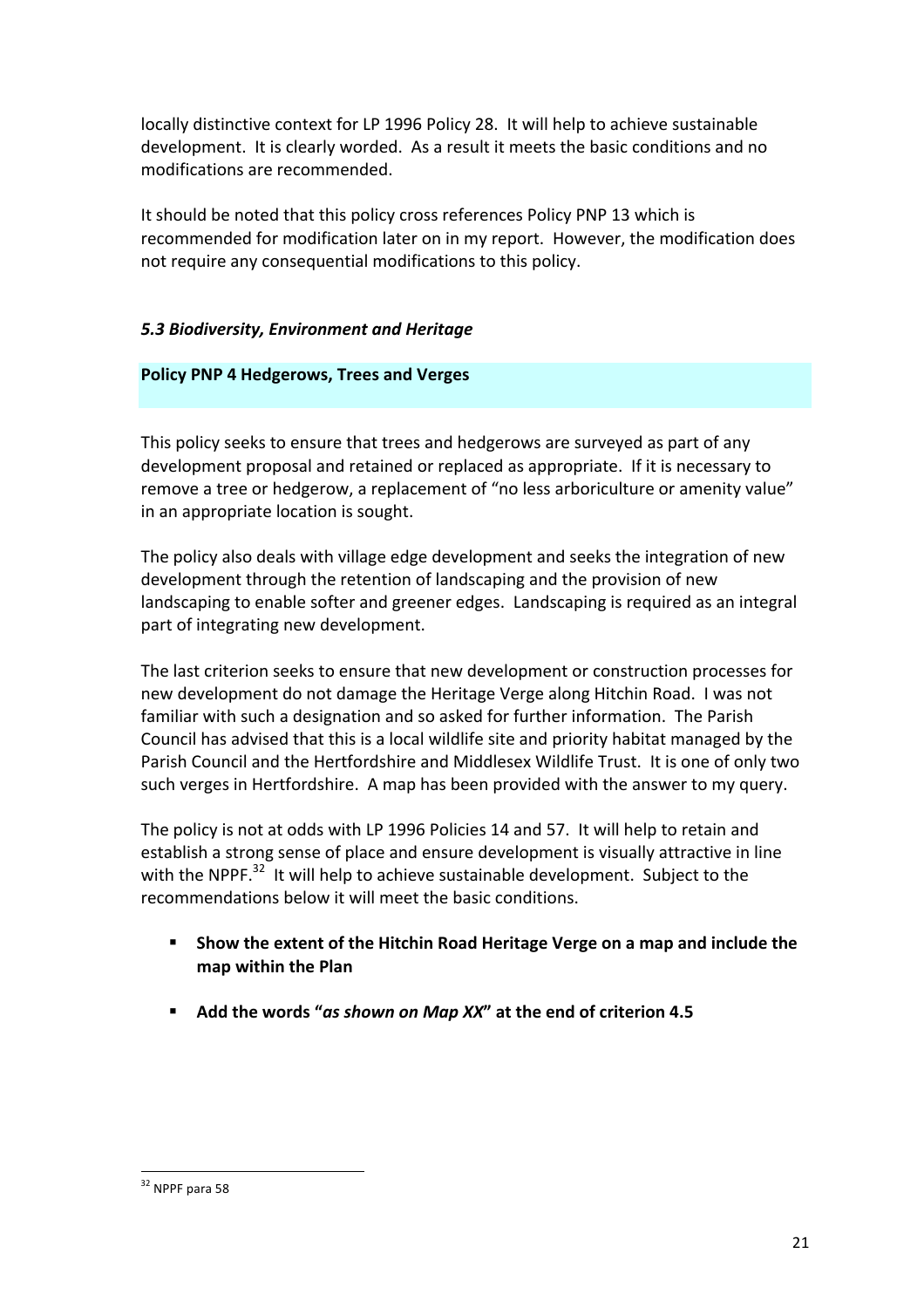locally distinctive context for LP 1996 Policy 28. It will help to achieve sustainable development. It is clearly worded. As a result it meets the basic conditions and no modifications are recommended.

It should be noted that this policy cross references Policy PNP 13 which is recommended for modification later on in my report. However, the modification does not require any consequential modifications to this policy.

### *5.3 Biodiversity, Environment and Heritage*

#### Policy PNP 4 Hedgerows, Trees and Verges

This policy seeks to ensure that trees and hedgerows are surveyed as part of any development proposal and retained or replaced as appropriate. If it is necessary to remove a tree or hedgerow, a replacement of "no less arboriculture or amenity value" in an appropriate location is sought.

The policy also deals with village edge development and seeks the integration of new development through the retention of landscaping and the provision of new landscaping to enable softer and greener edges. Landscaping is required as an integral part of integrating new development.

The last criterion seeks to ensure that new development or construction processes for new development do not damage the Heritage Verge along Hitchin Road. I was not familiar with such a designation and so asked for further information. The Parish Council has advised that this is a local wildlife site and priority habitat managed by the Parish Council and the Hertfordshire and Middlesex Wildlife Trust. It is one of only two such verges in Hertfordshire. A map has been provided with the answer to my query.

The policy is not at odds with LP 1996 Policies 14 and 57. It will help to retain and establish a strong sense of place and ensure development is visually attractive in line with the NPPF.[32] It will help to achieve sustainable development. Subject to the recommendations below it will meet the basic conditions.

- **Show the extent of the Hitchin Road Heritage Verge on a map and include the map within the Plan**
- **Add the words "*as shown on Map XX*" at the end of criterion 4.5**

---

[32] NPPF para 58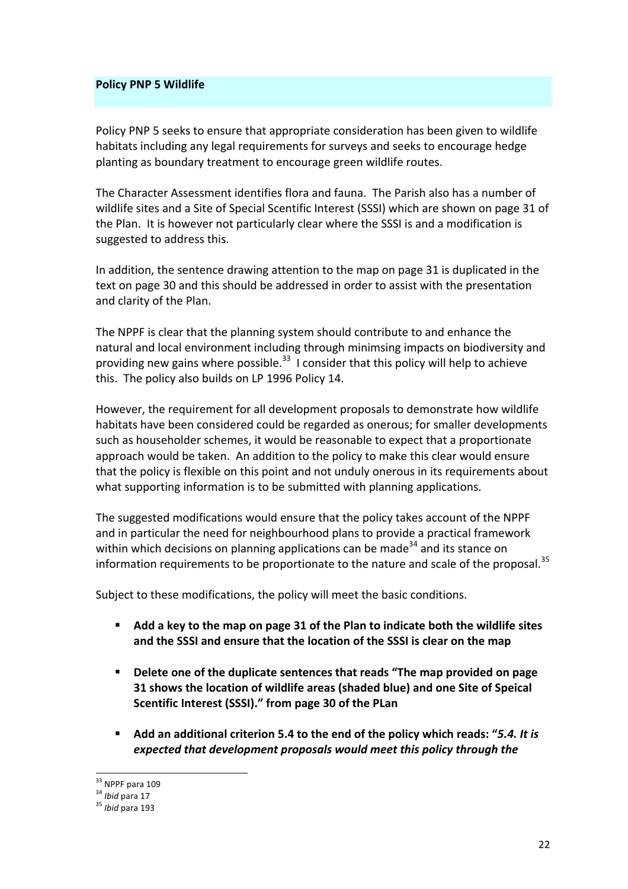## Policy PNP 5 Wildlife

Policy PNP 5 seeks to ensure that appropriate consideration has been given to wildlife habitats including any legal requirements for surveys and seeks to encourage hedge planting as boundary treatment to encourage green wildlife routes.

The Character Assessment identifies flora and fauna. The Parish also has a number of wildlife sites and a Site of Special Scentific Interest (SSSI) which are shown on page 31 of the Plan. It is however not particularly clear where the SSSI is and a modification is suggested to address this.

In addition, the sentence drawing attention to the map on page 31 is duplicated in the text on page 30 and this should be addressed in order to assist with the presentation and clarity of the Plan.

The NPPF is clear that the planning system should contribute to and enhance the natural and local environment including through minimsing impacts on biodiversity and providing new gains where possible.[33] I consider that this policy will help to achieve this. The policy also builds on LP 1996 Policy 14.

However, the requirement for all development proposals to demonstrate how wildlife habitats have been considered could be regarded as onerous; for smaller developments such as householder schemes, it would be reasonable to expect that a proportionate approach would be taken. An addition to the policy to make this clear would ensure that the policy is flexible on this point and not unduly onerous in its requirements about what supporting information is to be submitted with planning applications.

The suggested modifications would ensure that the policy takes account of the NPPF and in particular the need for neighbourhood plans to provide a practical framework within which decisions on planning applications can be made[34] and its stance on information requirements to be proportionate to the nature and scale of the proposal.[35]

Subject to these modifications, the policy will meet the basic conditions.

- **Add a key to the map on page 31 of the Plan to indicate both the wildlife sites and the SSSI and ensure that the location of the SSSI is clear on the map**
- **Delete one of the duplicate sentences that reads "The map provided on page 31 shows the location of wildlife areas (shaded blue) and one Site of Speical Scentific Interest (SSSI)." from page 30 of the PLan**
- **Add an additional criterion 5.4 to the end of the policy which reads: "*5.4. It is expected that development proposals would meet this policy through the***

[33] NPPF para 109
[34] *Ibid* para 17
[35] *Ibid* para 193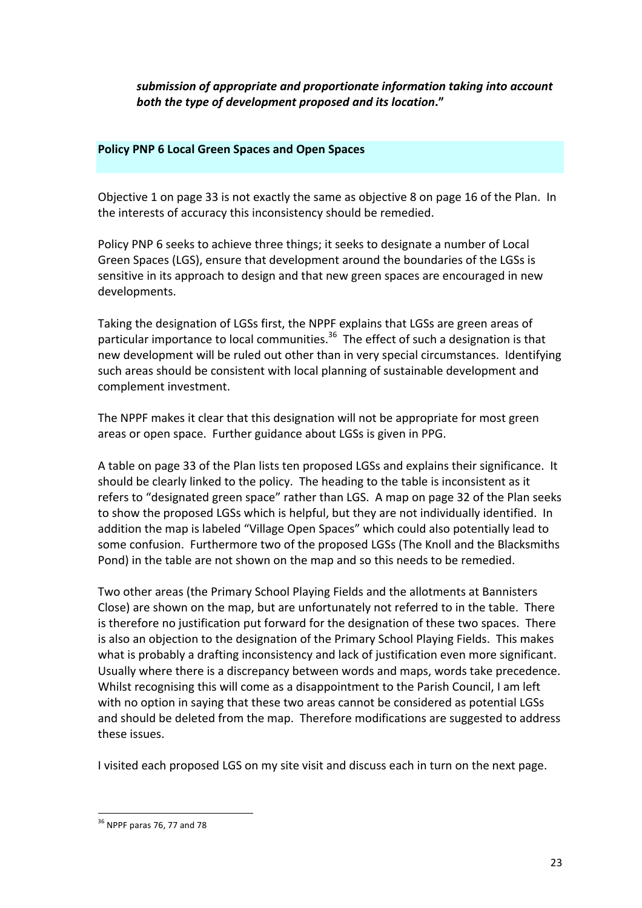***submission of appropriate and proportionate information taking into account both the type of development proposed and its location*."**

**Policy PNP 6 Local Green Spaces and Open Spaces**

Objective 1 on page 33 is not exactly the same as objective 8 on page 16 of the Plan. In the interests of accuracy this inconsistency should be remedied.

Policy PNP 6 seeks to achieve three things; it seeks to designate a number of Local Green Spaces (LGS), ensure that development around the boundaries of the LGSs is sensitive in its approach to design and that new green spaces are encouraged in new developments.

Taking the designation of LGSs first, the NPPF explains that LGSs are green areas of particular importance to local communities.[36] The effect of such a designation is that new development will be ruled out other than in very special circumstances. Identifying such areas should be consistent with local planning of sustainable development and complement investment.

The NPPF makes it clear that this designation will not be appropriate for most green areas or open space. Further guidance about LGSs is given in PPG.

A table on page 33 of the Plan lists ten proposed LGSs and explains their significance. It should be clearly linked to the policy. The heading to the table is inconsistent as it refers to "designated green space" rather than LGS. A map on page 32 of the Plan seeks to show the proposed LGSs which is helpful, but they are not individually identified. In addition the map is labeled "Village Open Spaces" which could also potentially lead to some confusion. Furthermore two of the proposed LGSs (The Knoll and the Blacksmiths Pond) in the table are not shown on the map and so this needs to be remedied.

Two other areas (the Primary School Playing Fields and the allotments at Bannisters Close) are shown on the map, but are unfortunately not referred to in the table. There is therefore no justification put forward for the designation of these two spaces. There is also an objection to the designation of the Primary School Playing Fields. This makes what is probably a drafting inconsistency and lack of justification even more significant. Usually where there is a discrepancy between words and maps, words take precedence. Whilst recognising this will come as a disappointment to the Parish Council, I am left with no option in saying that these two areas cannot be considered as potential LGSs and should be deleted from the map. Therefore modifications are suggested to address these issues.

I visited each proposed LGS on my site visit and discuss each in turn on the next page.

---

[36] NPPF paras 76, 77 and 78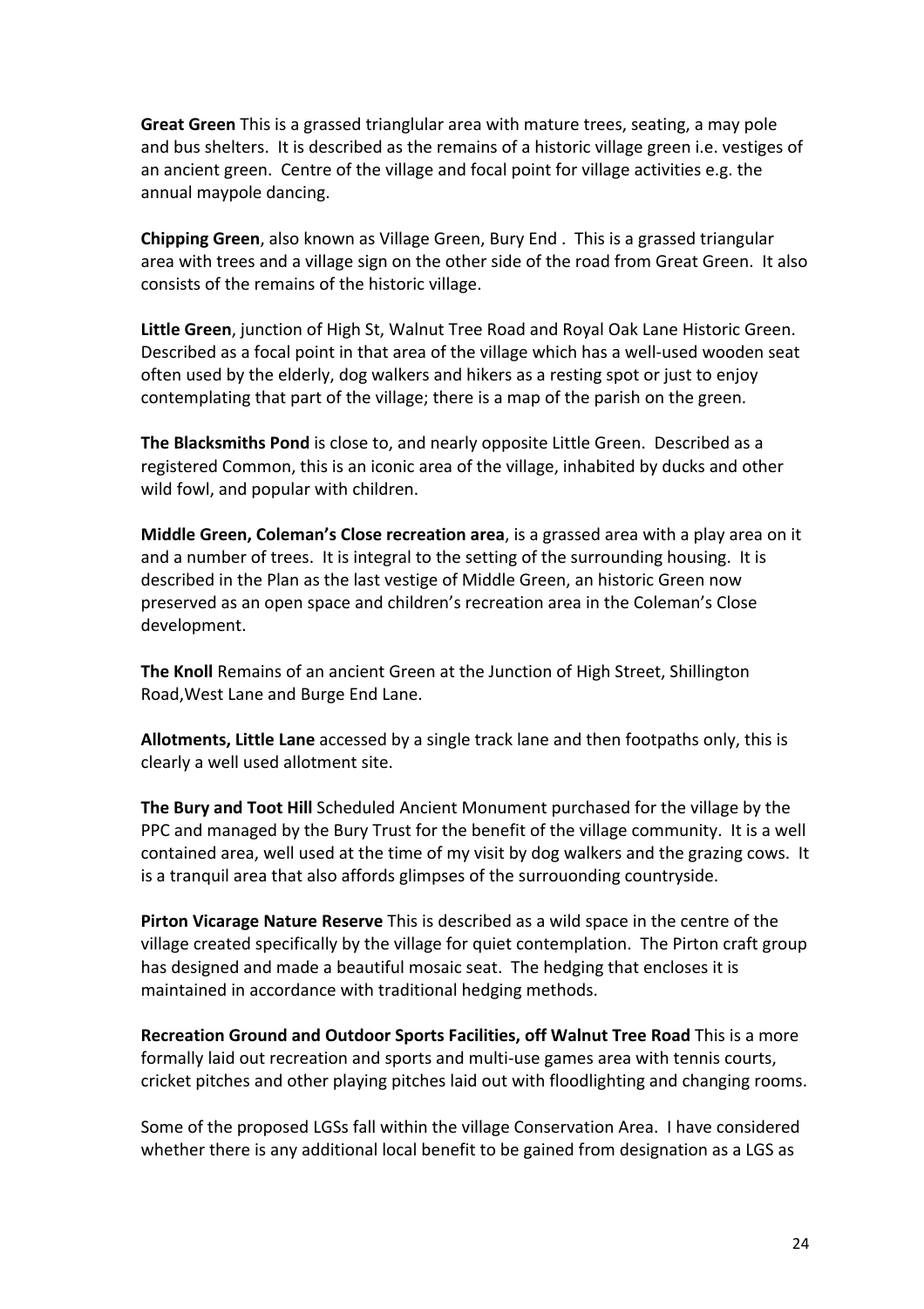**Great Green** This is a grassed trianglular area with mature trees, seating, a may pole and bus shelters. It is described as the remains of a historic village green i.e. vestiges of an ancient green. Centre of the village and focal point for village activities e.g. the annual maypole dancing.

**Chipping Green**, also known as Village Green, Bury End . This is a grassed triangular area with trees and a village sign on the other side of the road from Great Green. It also consists of the remains of the historic village.

**Little Green**, junction of High St, Walnut Tree Road and Royal Oak Lane Historic Green. Described as a focal point in that area of the village which has a well-used wooden seat often used by the elderly, dog walkers and hikers as a resting spot or just to enjoy contemplating that part of the village; there is a map of the parish on the green.

**The Blacksmiths Pond** is close to, and nearly opposite Little Green. Described as a registered Common, this is an iconic area of the village, inhabited by ducks and other wild fowl, and popular with children.

**Middle Green, Coleman's Close recreation area**, is a grassed area with a play area on it and a number of trees. It is integral to the setting of the surrounding housing. It is described in the Plan as the last vestige of Middle Green, an historic Green now preserved as an open space and children's recreation area in the Coleman's Close development.

**The Knoll** Remains of an ancient Green at the Junction of High Street, Shillington Road,West Lane and Burge End Lane.

**Allotments, Little Lane** accessed by a single track lane and then footpaths only, this is clearly a well used allotment site.

**The Bury and Toot Hill** Scheduled Ancient Monument purchased for the village by the PPC and managed by the Bury Trust for the benefit of the village community. It is a well contained area, well used at the time of my visit by dog walkers and the grazing cows. It is a tranquil area that also affords glimpses of the surrouonding countryside.

**Pirton Vicarage Nature Reserve** This is described as a wild space in the centre of the village created specifically by the village for quiet contemplation. The Pirton craft group has designed and made a beautiful mosaic seat. The hedging that encloses it is maintained in accordance with traditional hedging methods.

**Recreation Ground and Outdoor Sports Facilities, off Walnut Tree Road** This is a more formally laid out recreation and sports and multi-use games area with tennis courts, cricket pitches and other playing pitches laid out with floodlighting and changing rooms.

Some of the proposed LGSs fall within the village Conservation Area. I have considered whether there is any additional local benefit to be gained from designation as a LGS as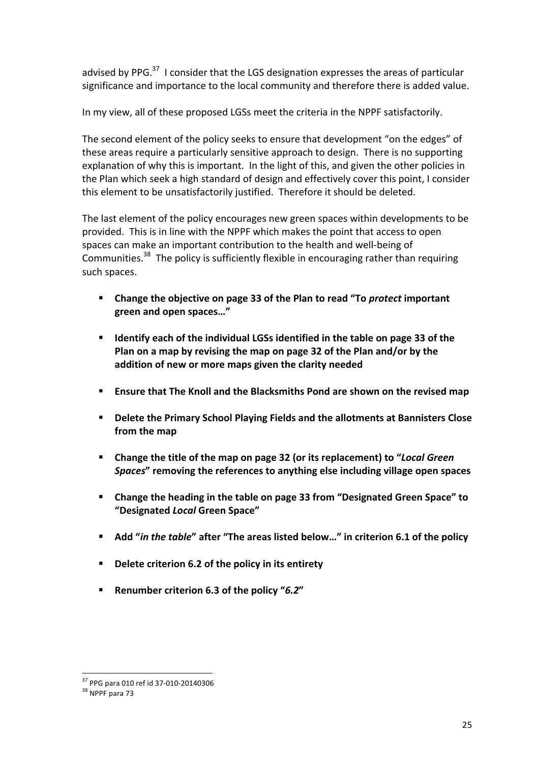advised by PPG.[37] I consider that the LGS designation expresses the areas of particular significance and importance to the local community and therefore there is added value.

In my view, all of these proposed LGSs meet the criteria in the NPPF satisfactorily.

The second element of the policy seeks to ensure that development "on the edges" of these areas require a particularly sensitive approach to design. There is no supporting explanation of why this is important. In the light of this, and given the other policies in the Plan which seek a high standard of design and effectively cover this point, I consider this element to be unsatisfactorily justified. Therefore it should be deleted.

The last element of the policy encourages new green spaces within developments to be provided. This is in line with the NPPF which makes the point that access to open spaces can make an important contribution to the health and well-being of Communities.[38] The policy is sufficiently flexible in encouraging rather than requiring such spaces.

- **Change the objective on page 33 of the Plan to read "To *protect* important green and open spaces…"**
- **Identify each of the individual LGSs identified in the table on page 33 of the Plan on a map by revising the map on page 32 of the Plan and/or by the addition of new or more maps given the clarity needed**
- **Ensure that The Knoll and the Blacksmiths Pond are shown on the revised map**
- **Delete the Primary School Playing Fields and the allotments at Bannisters Close from the map**
- **Change the title of the map on page 32 (or its replacement) to "*Local Green Spaces*" removing the references to anything else including village open spaces**
- **Change the heading in the table on page 33 from "Designated Green Space" to "Designated *Local* Green Space"**
- **Add "*in the table*" after "The areas listed below…" in criterion 6.1 of the policy**
- **Delete criterion 6.2 of the policy in its entirety**
- **Renumber criterion 6.3 of the policy "*6.2*"**

[37] PPG para 010 ref id 37-010-20140306

[38] NPPF para 73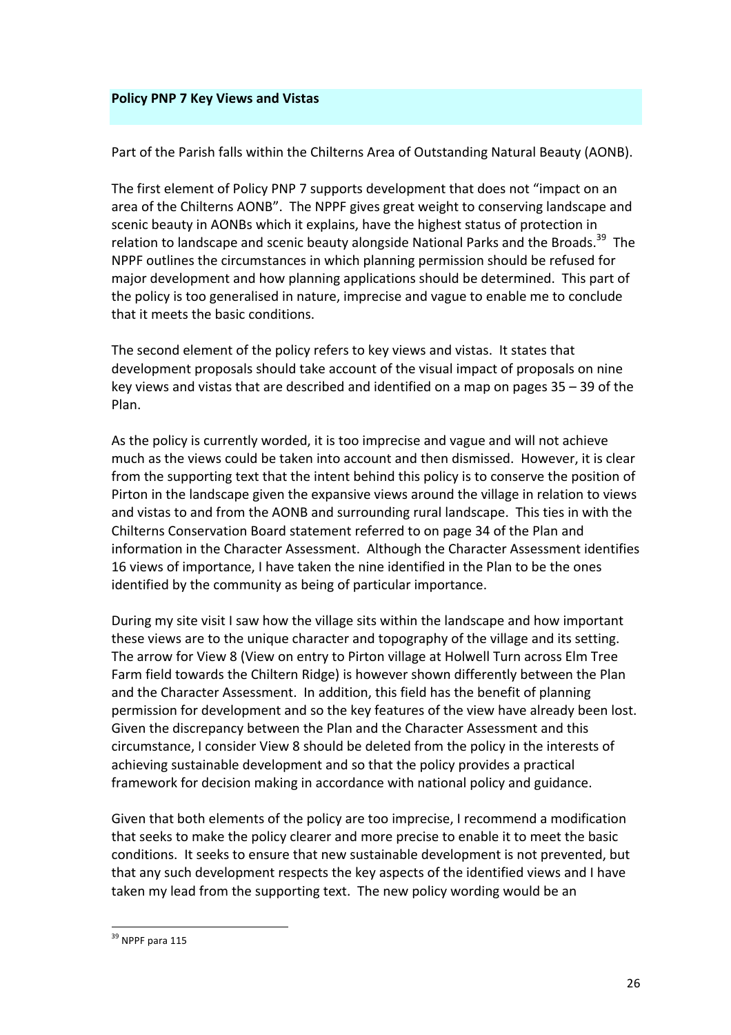## Policy PNP 7 Key Views and Vistas

Part of the Parish falls within the Chilterns Area of Outstanding Natural Beauty (AONB).

The first element of Policy PNP 7 supports development that does not "impact on an area of the Chilterns AONB". The NPPF gives great weight to conserving landscape and scenic beauty in AONBs which it explains, have the highest status of protection in relation to landscape and scenic beauty alongside National Parks and the Broads.[39] The NPPF outlines the circumstances in which planning permission should be refused for major development and how planning applications should be determined. This part of the policy is too generalised in nature, imprecise and vague to enable me to conclude that it meets the basic conditions.

The second element of the policy refers to key views and vistas. It states that development proposals should take account of the visual impact of proposals on nine key views and vistas that are described and identified on a map on pages 35 – 39 of the Plan.

As the policy is currently worded, it is too imprecise and vague and will not achieve much as the views could be taken into account and then dismissed. However, it is clear from the supporting text that the intent behind this policy is to conserve the position of Pirton in the landscape given the expansive views around the village in relation to views and vistas to and from the AONB and surrounding rural landscape. This ties in with the Chilterns Conservation Board statement referred to on page 34 of the Plan and information in the Character Assessment. Although the Character Assessment identifies 16 views of importance, I have taken the nine identified in the Plan to be the ones identified by the community as being of particular importance.

During my site visit I saw how the village sits within the landscape and how important these views are to the unique character and topography of the village and its setting. The arrow for View 8 (View on entry to Pirton village at Holwell Turn across Elm Tree Farm field towards the Chiltern Ridge) is however shown differently between the Plan and the Character Assessment. In addition, this field has the benefit of planning permission for development and so the key features of the view have already been lost. Given the discrepancy between the Plan and the Character Assessment and this circumstance, I consider View 8 should be deleted from the policy in the interests of achieving sustainable development and so that the policy provides a practical framework for decision making in accordance with national policy and guidance.

Given that both elements of the policy are too imprecise, I recommend a modification that seeks to make the policy clearer and more precise to enable it to meet the basic conditions. It seeks to ensure that new sustainable development is not prevented, but that any such development respects the key aspects of the identified views and I have taken my lead from the supporting text. The new policy wording would be an

---

[39] NPPF para 115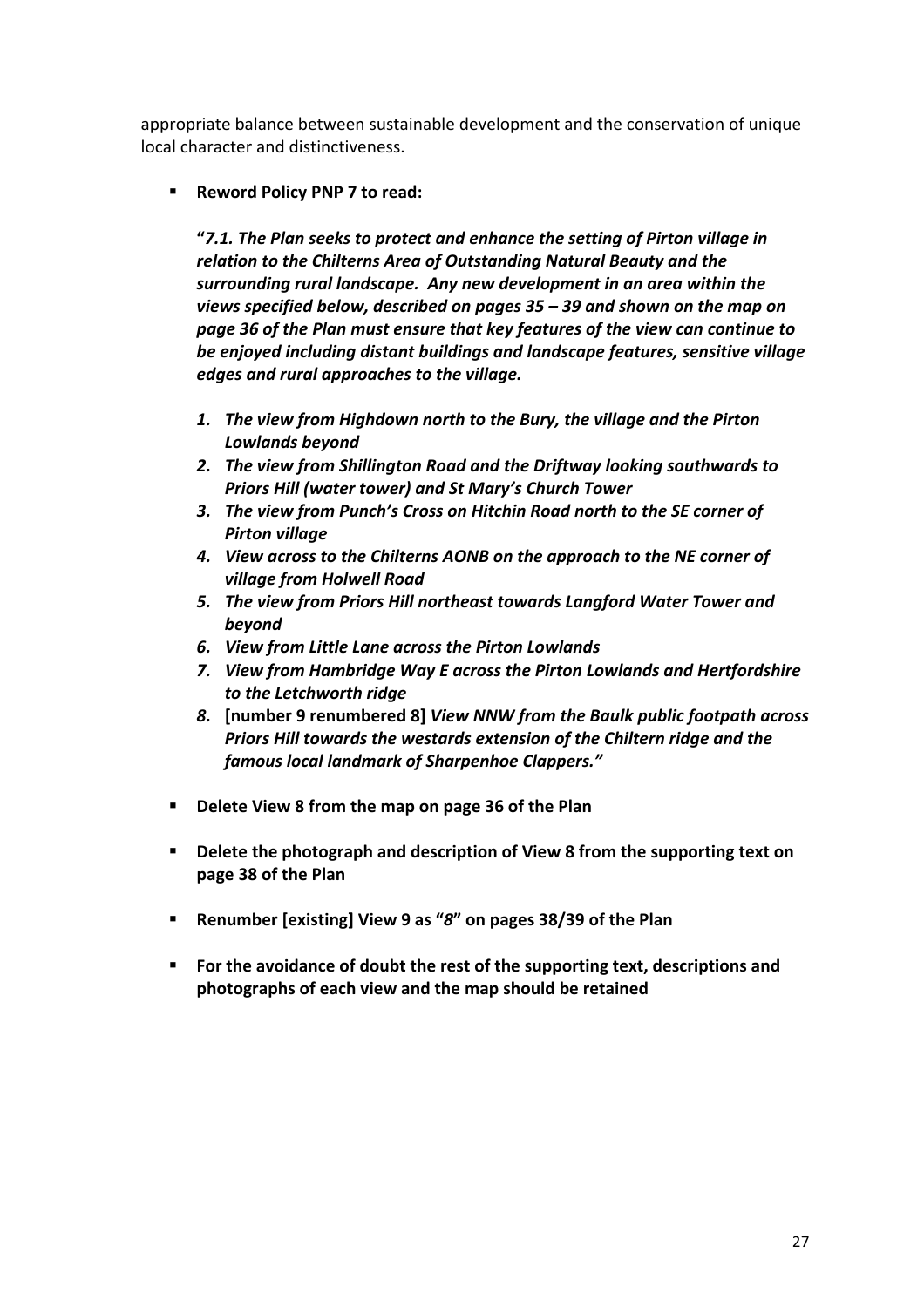appropriate balance between sustainable development and the conservation of unique local character and distinctiveness.

- **Reword Policy PNP 7 to read:**

  **"*7.1. The Plan seeks to protect and enhance the setting of Pirton village in relation to the Chilterns Area of Outstanding Natural Beauty and the surrounding rural landscape. Any new development in an area within the views specified below, described on pages 35 – 39 and shown on the map on page 36 of the Plan must ensure that key features of the view can continue to be enjoyed including distant buildings and landscape features, sensitive village edges and rural approaches to the village.***

  1. ***The view from Highdown north to the Bury, the village and the Pirton Lowlands beyond***
  2. ***The view from Shillington Road and the Driftway looking southwards to Priors Hill (water tower) and St Mary's Church Tower***
  3. ***The view from Punch's Cross on Hitchin Road north to the SE corner of Pirton village***
  4. ***View across to the Chilterns AONB on the approach to the NE corner of village from Holwell Road***
  5. ***The view from Priors Hill northeast towards Langford Water Tower and beyond***
  6. ***View from Little Lane across the Pirton Lowlands***
  7. ***View from Hambridge Way E across the Pirton Lowlands and Hertfordshire to the Letchworth ridge***
  8. **[number 9 renumbered 8]** ***View NNW from the Baulk public footpath across Priors Hill towards the westards extension of the Chiltern ridge and the famous local landmark of Sharpenhoe Clappers."***

- **Delete View 8 from the map on page 36 of the Plan**

- **Delete the photograph and description of View 8 from the supporting text on page 38 of the Plan**

- **Renumber [existing] View 9 as "*8*" on pages 38/39 of the Plan**

- **For the avoidance of doubt the rest of the supporting text, descriptions and photographs of each view and the map should be retained**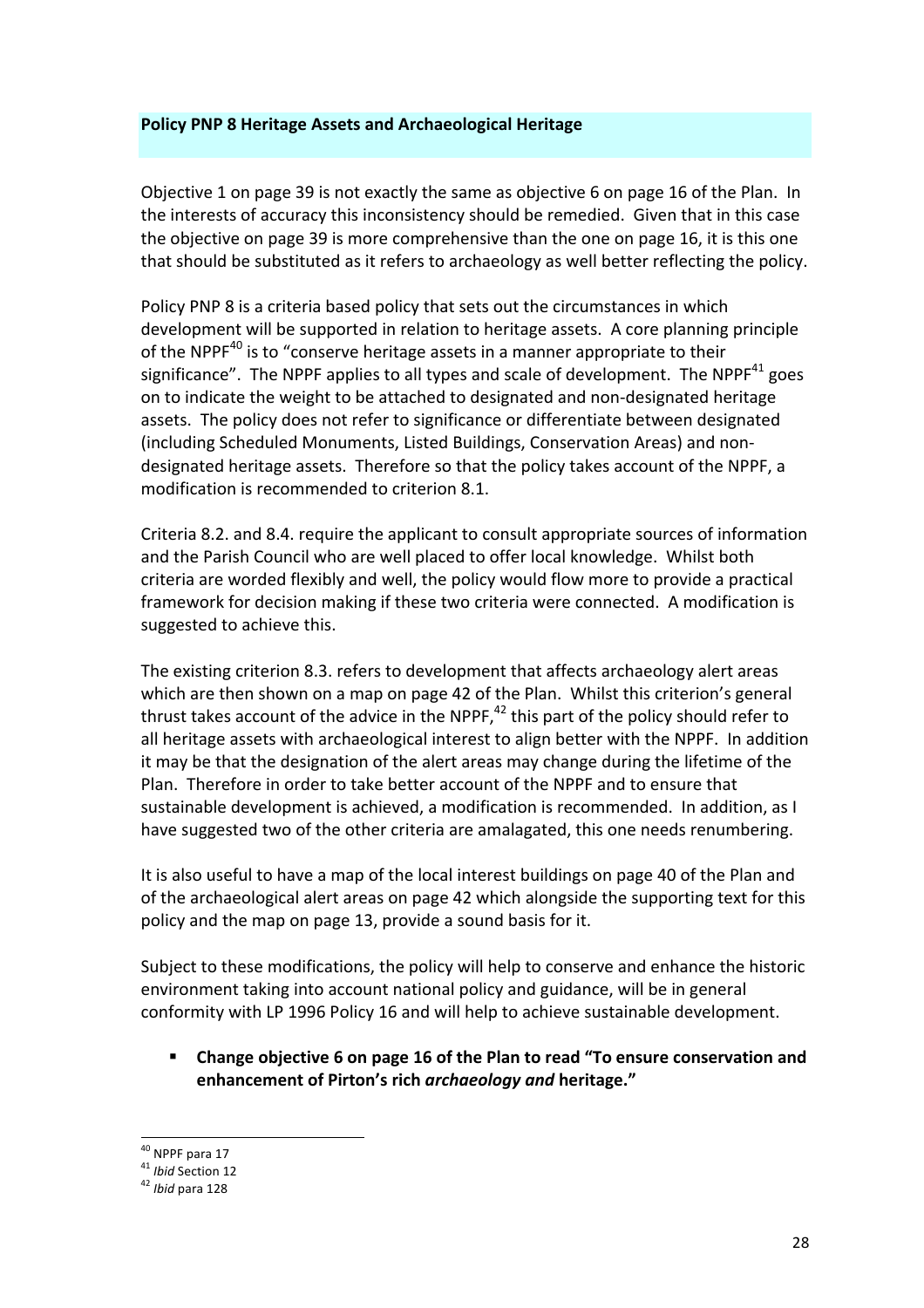**Policy PNP 8 Heritage Assets and Archaeological Heritage**

Objective 1 on page 39 is not exactly the same as objective 6 on page 16 of the Plan. In the interests of accuracy this inconsistency should be remedied. Given that in this case the objective on page 39 is more comprehensive than the one on page 16, it is this one that should be substituted as it refers to archaeology as well better reflecting the policy.

Policy PNP 8 is a criteria based policy that sets out the circumstances in which development will be supported in relation to heritage assets. A core planning principle of the NPPF[40] is to "conserve heritage assets in a manner appropriate to their significance". The NPPF applies to all types and scale of development. The NPPF[41] goes on to indicate the weight to be attached to designated and non-designated heritage assets. The policy does not refer to significance or differentiate between designated (including Scheduled Monuments, Listed Buildings, Conservation Areas) and non-designated heritage assets. Therefore so that the policy takes account of the NPPF, a modification is recommended to criterion 8.1.

Criteria 8.2. and 8.4. require the applicant to consult appropriate sources of information and the Parish Council who are well placed to offer local knowledge. Whilst both criteria are worded flexibly and well, the policy would flow more to provide a practical framework for decision making if these two criteria were connected. A modification is suggested to achieve this.

The existing criterion 8.3. refers to development that affects archaeology alert areas which are then shown on a map on page 42 of the Plan. Whilst this criterion's general thrust takes account of the advice in the NPPF,[42] this part of the policy should refer to all heritage assets with archaeological interest to align better with the NPPF. In addition it may be that the designation of the alert areas may change during the lifetime of the Plan. Therefore in order to take better account of the NPPF and to ensure that sustainable development is achieved, a modification is recommended. In addition, as I have suggested two of the other criteria are amalagated, this one needs renumbering.

It is also useful to have a map of the local interest buildings on page 40 of the Plan and of the archaeological alert areas on page 42 which alongside the supporting text for this policy and the map on page 13, provide a sound basis for it.

Subject to these modifications, the policy will help to conserve and enhance the historic environment taking into account national policy and guidance, will be in general conformity with LP 1996 Policy 16 and will help to achieve sustainable development.

- **Change objective 6 on page 16 of the Plan to read "To ensure conservation and enhancement of Pirton's rich *archaeology and* heritage."**

---

[40] NPPF para 17
[41] *Ibid* Section 12
[42] *Ibid* para 128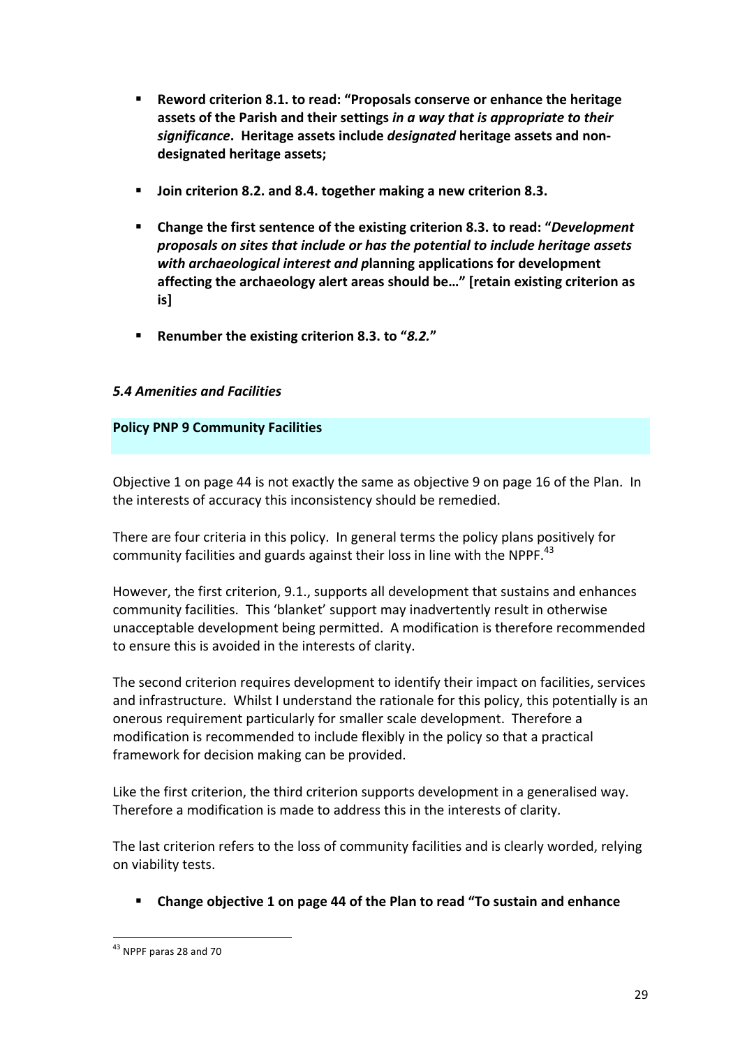- **Reword criterion 8.1. to read: "Proposals conserve or enhance the heritage assets of the Parish and their settings *in a way that is appropriate to their significance*. Heritage assets include *designated* heritage assets and non-designated heritage assets;**

- **Join criterion 8.2. and 8.4. together making a new criterion 8.3.**

- **Change the first sentence of the existing criterion 8.3. to read: "*Development proposals on sites that include or has the potential to include heritage assets with archaeological interest and p*lanning applications for development affecting the archaeology alert areas should be…" [retain existing criterion as is]**

- **Renumber the existing criterion 8.3. to "*8.2.*"**

### *5.4 Amenities and Facilities*

**Policy PNP 9 Community Facilities**

Objective 1 on page 44 is not exactly the same as objective 9 on page 16 of the Plan. In the interests of accuracy this inconsistency should be remedied.

There are four criteria in this policy. In general terms the policy plans positively for community facilities and guards against their loss in line with the NPPF.[43]

However, the first criterion, 9.1., supports all development that sustains and enhances community facilities. This 'blanket' support may inadvertently result in otherwise unacceptable development being permitted. A modification is therefore recommended to ensure this is avoided in the interests of clarity.

The second criterion requires development to identify their impact on facilities, services and infrastructure. Whilst I understand the rationale for this policy, this potentially is an onerous requirement particularly for smaller scale development. Therefore a modification is recommended to include flexibly in the policy so that a practical framework for decision making can be provided.

Like the first criterion, the third criterion supports development in a generalised way. Therefore a modification is made to address this in the interests of clarity.

The last criterion refers to the loss of community facilities and is clearly worded, relying on viability tests.

- **Change objective 1 on page 44 of the Plan to read "To sustain and enhance**

[43] NPPF paras 28 and 70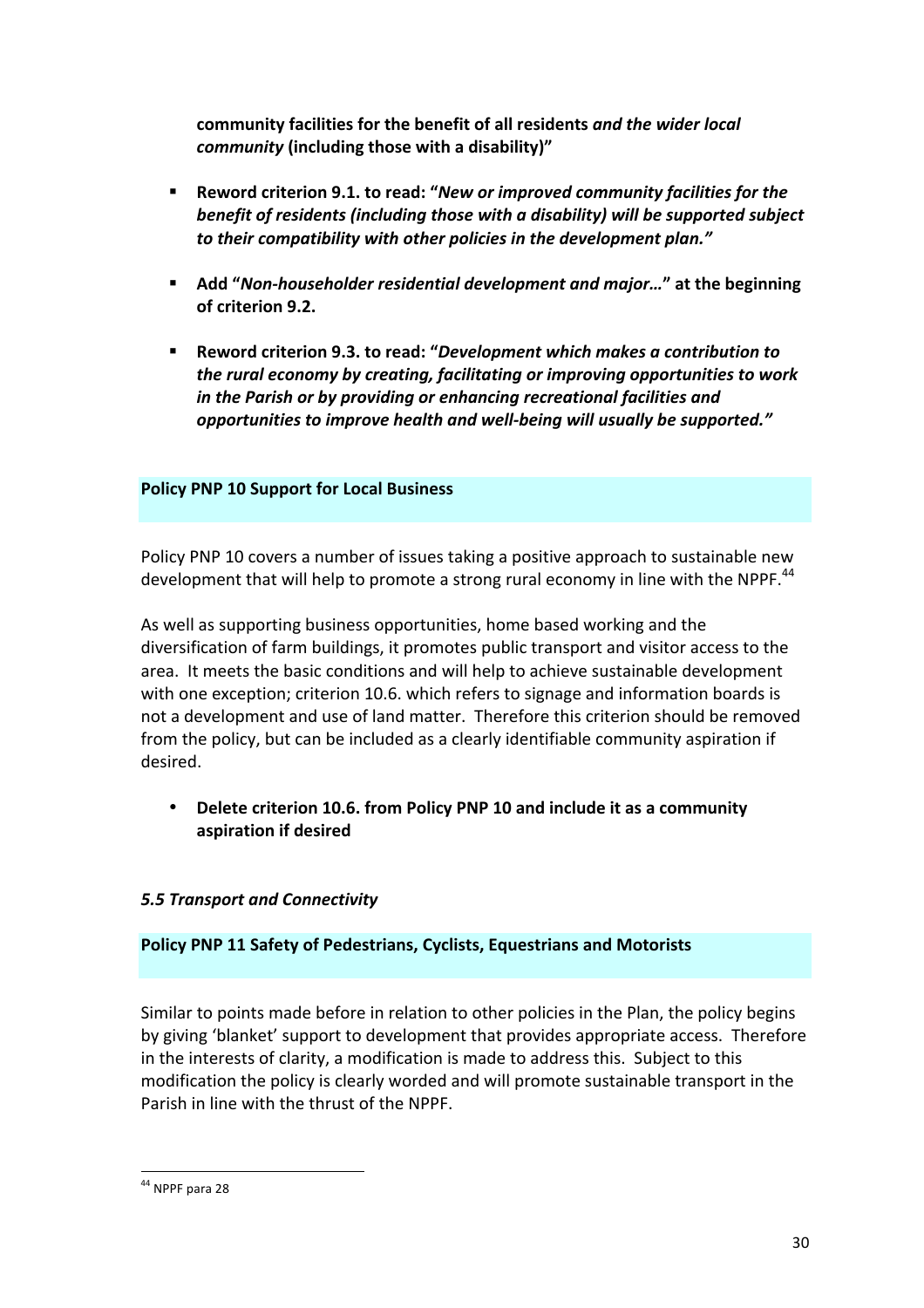**community facilities for the benefit of all residents *and the wider local community* (including those with a disability)"**

- **Reword criterion 9.1. to read: "*New or improved community facilities for the benefit of residents (including those with a disability) will be supported subject to their compatibility with other policies in the development plan.*"**

- **Add "*Non-householder residential development and major…*" at the beginning of criterion 9.2.**

- **Reword criterion 9.3. to read: "*Development which makes a contribution to the rural economy by creating, facilitating or improving opportunities to work in the Parish or by providing or enhancing recreational facilities and opportunities to improve health and well-being will usually be supported.*"**

### Policy PNP 10 Support for Local Business

Policy PNP 10 covers a number of issues taking a positive approach to sustainable new development that will help to promote a strong rural economy in line with the NPPF.[44]

As well as supporting business opportunities, home based working and the diversification of farm buildings, it promotes public transport and visitor access to the area. It meets the basic conditions and will help to achieve sustainable development with one exception; criterion 10.6. which refers to signage and information boards is not a development and use of land matter. Therefore this criterion should be removed from the policy, but can be included as a clearly identifiable community aspiration if desired.

- **Delete criterion 10.6. from Policy PNP 10 and include it as a community aspiration if desired**

## *5.5 Transport and Connectivity*

### Policy PNP 11 Safety of Pedestrians, Cyclists, Equestrians and Motorists

Similar to points made before in relation to other policies in the Plan, the policy begins by giving 'blanket' support to development that provides appropriate access. Therefore in the interests of clarity, a modification is made to address this. Subject to this modification the policy is clearly worded and will promote sustainable transport in the Parish in line with the thrust of the NPPF.

[44] NPPF para 28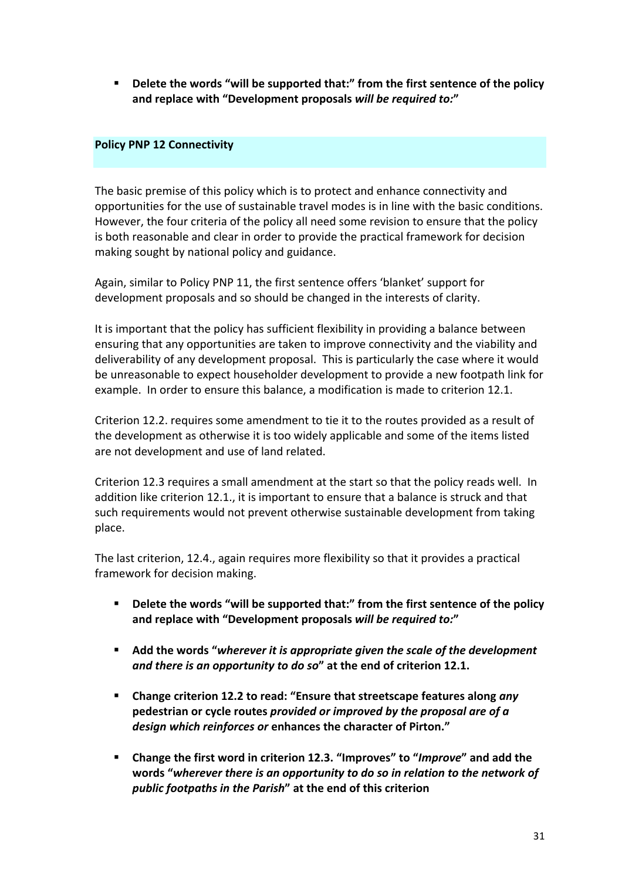- **Delete the words "will be supported that:" from the first sentence of the policy and replace with "Development proposals *will be required to:*"**

**Policy PNP 12 Connectivity**

The basic premise of this policy which is to protect and enhance connectivity and opportunities for the use of sustainable travel modes is in line with the basic conditions. However, the four criteria of the policy all need some revision to ensure that the policy is both reasonable and clear in order to provide the practical framework for decision making sought by national policy and guidance.

Again, similar to Policy PNP 11, the first sentence offers 'blanket' support for development proposals and so should be changed in the interests of clarity.

It is important that the policy has sufficient flexibility in providing a balance between ensuring that any opportunities are taken to improve connectivity and the viability and deliverability of any development proposal. This is particularly the case where it would be unreasonable to expect householder development to provide a new footpath link for example. In order to ensure this balance, a modification is made to criterion 12.1.

Criterion 12.2. requires some amendment to tie it to the routes provided as a result of the development as otherwise it is too widely applicable and some of the items listed are not development and use of land related.

Criterion 12.3 requires a small amendment at the start so that the policy reads well. In addition like criterion 12.1., it is important to ensure that a balance is struck and that such requirements would not prevent otherwise sustainable development from taking place.

The last criterion, 12.4., again requires more flexibility so that it provides a practical framework for decision making.

- **Delete the words "will be supported that:" from the first sentence of the policy and replace with "Development proposals *will be required to:*"**
- **Add the words "*wherever it is appropriate given the scale of the development and there is an opportunity to do so*" at the end of criterion 12.1.**
- **Change criterion 12.2 to read: "Ensure that streetscape features along *any* pedestrian or cycle routes *provided or improved by the proposal are of a design which reinforces or* enhances the character of Pirton."**
- **Change the first word in criterion 12.3. "Improves" to "*Improve*" and add the words "*wherever there is an opportunity to do so in relation to the network of public footpaths in the Parish*" at the end of this criterion**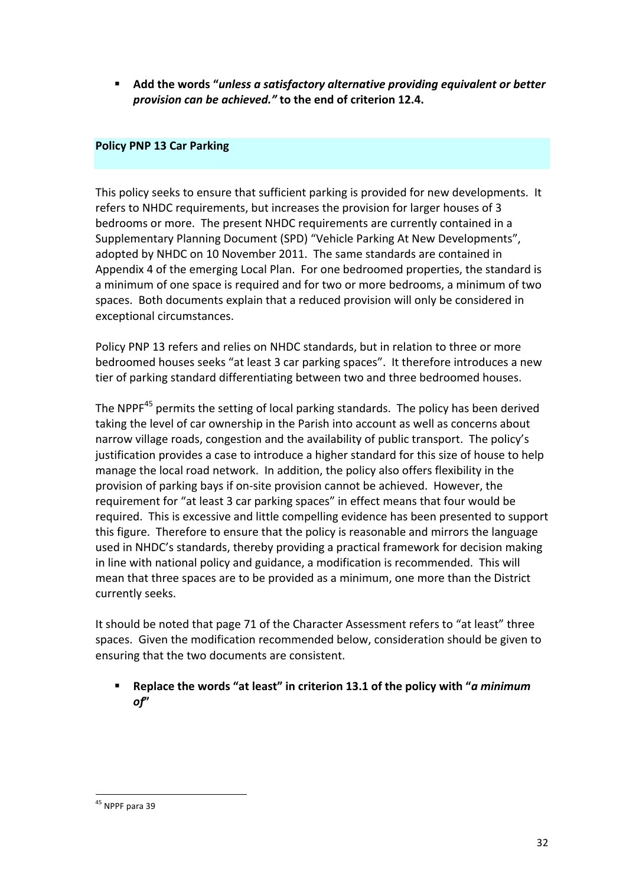- **Add the words "*unless a satisfactory alternative providing equivalent or better provision can be achieved.*" to the end of criterion 12.4.**

## Policy PNP 13 Car Parking

This policy seeks to ensure that sufficient parking is provided for new developments. It refers to NHDC requirements, but increases the provision for larger houses of 3 bedrooms or more. The present NHDC requirements are currently contained in a Supplementary Planning Document (SPD) "Vehicle Parking At New Developments", adopted by NHDC on 10 November 2011. The same standards are contained in Appendix 4 of the emerging Local Plan. For one bedroomed properties, the standard is a minimum of one space is required and for two or more bedrooms, a minimum of two spaces. Both documents explain that a reduced provision will only be considered in exceptional circumstances.

Policy PNP 13 refers and relies on NHDC standards, but in relation to three or more bedroomed houses seeks "at least 3 car parking spaces". It therefore introduces a new tier of parking standard differentiating between two and three bedroomed houses.

The NPPF[45] permits the setting of local parking standards. The policy has been derived taking the level of car ownership in the Parish into account as well as concerns about narrow village roads, congestion and the availability of public transport. The policy's justification provides a case to introduce a higher standard for this size of house to help manage the local road network. In addition, the policy also offers flexibility in the provision of parking bays if on-site provision cannot be achieved. However, the requirement for "at least 3 car parking spaces" in effect means that four would be required. This is excessive and little compelling evidence has been presented to support this figure. Therefore to ensure that the policy is reasonable and mirrors the language used in NHDC's standards, thereby providing a practical framework for decision making in line with national policy and guidance, a modification is recommended. This will mean that three spaces are to be provided as a minimum, one more than the District currently seeks.

It should be noted that page 71 of the Character Assessment refers to "at least" three spaces. Given the modification recommended below, consideration should be given to ensuring that the two documents are consistent.

- **Replace the words "at least" in criterion 13.1 of the policy with "*a minimum of*"**

[45] NPPF para 39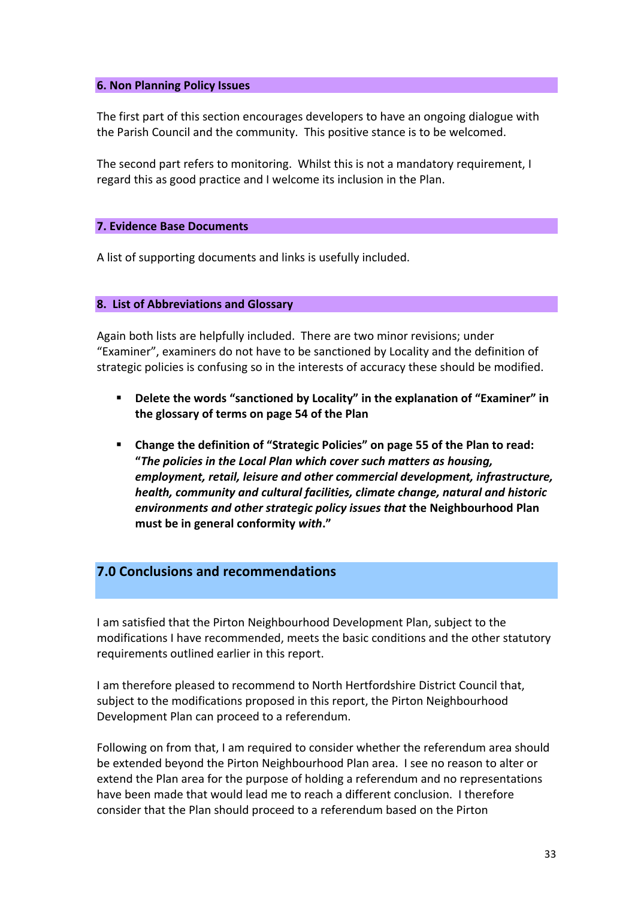### 6. Non Planning Policy Issues

The first part of this section encourages developers to have an ongoing dialogue with the Parish Council and the community. This positive stance is to be welcomed.

The second part refers to monitoring. Whilst this is not a mandatory requirement, I regard this as good practice and I welcome its inclusion in the Plan.

### 7. Evidence Base Documents

A list of supporting documents and links is usefully included.

### 8. List of Abbreviations and Glossary

Again both lists are helpfully included. There are two minor revisions; under "Examiner", examiners do not have to be sanctioned by Locality and the definition of strategic policies is confusing so in the interests of accuracy these should be modified.

- **Delete the words "sanctioned by Locality" in the explanation of "Examiner" in the glossary of terms on page 54 of the Plan**

- **Change the definition of "Strategic Policies" on page 55 of the Plan to read: "*The policies in the Local Plan which cover such matters as housing, employment, retail, leisure and other commercial development, infrastructure, health, community and cultural facilities, climate change, natural and historic environments and other strategic policy issues that* the Neighbourhood Plan must be in general conformity *with*."**

## 7.0 Conclusions and recommendations

I am satisfied that the Pirton Neighbourhood Development Plan, subject to the modifications I have recommended, meets the basic conditions and the other statutory requirements outlined earlier in this report.

I am therefore pleased to recommend to North Hertfordshire District Council that, subject to the modifications proposed in this report, the Pirton Neighbourhood Development Plan can proceed to a referendum.

Following on from that, I am required to consider whether the referendum area should be extended beyond the Pirton Neighbourhood Plan area. I see no reason to alter or extend the Plan area for the purpose of holding a referendum and no representations have been made that would lead me to reach a different conclusion. I therefore consider that the Plan should proceed to a referendum based on the Pirton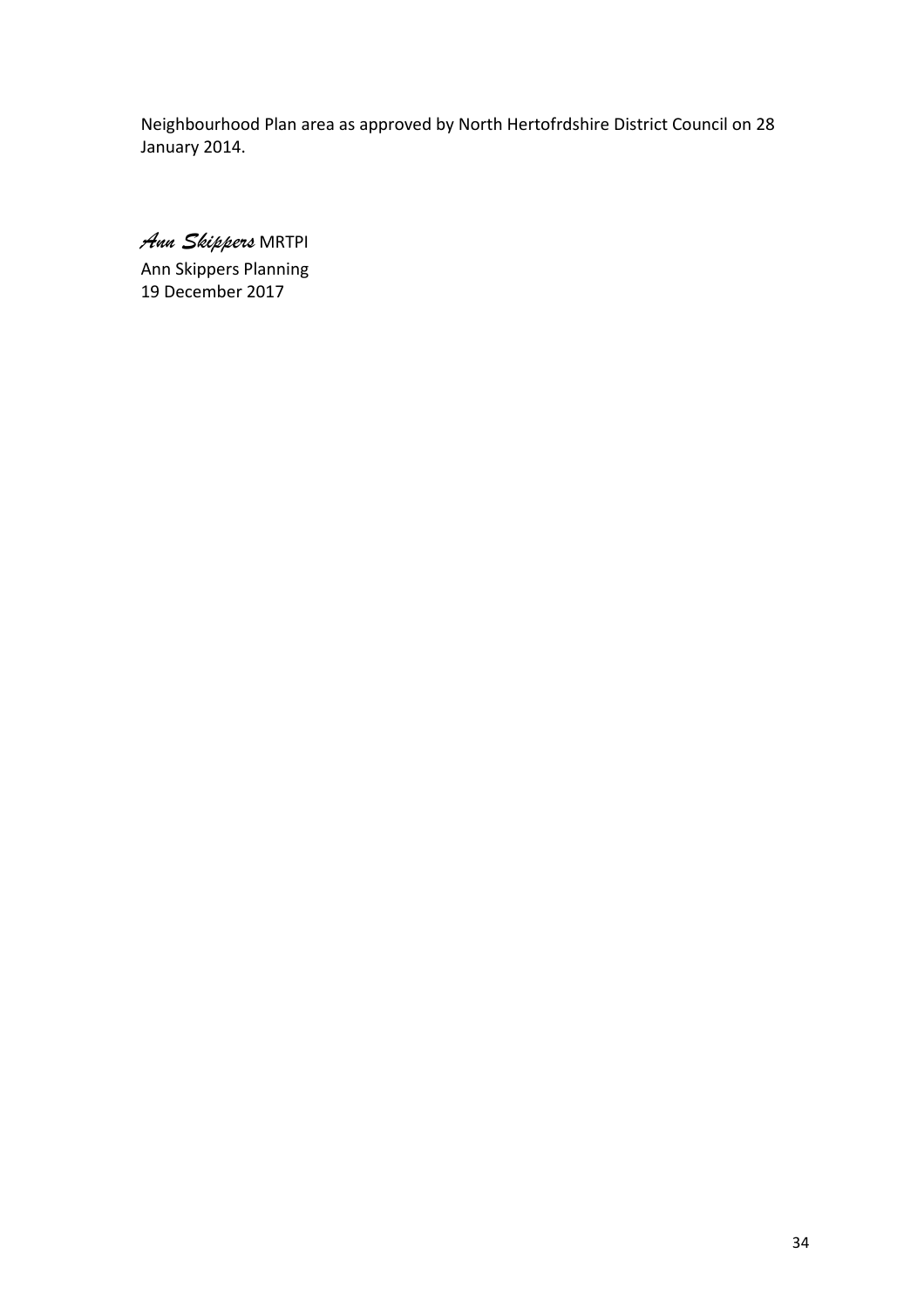Neighbourhood Plan area as approved by North Hertofrdshire District Council on 28 January 2014.

*Ann Skippers* MRTPI

Ann Skippers Planning

19 December 2017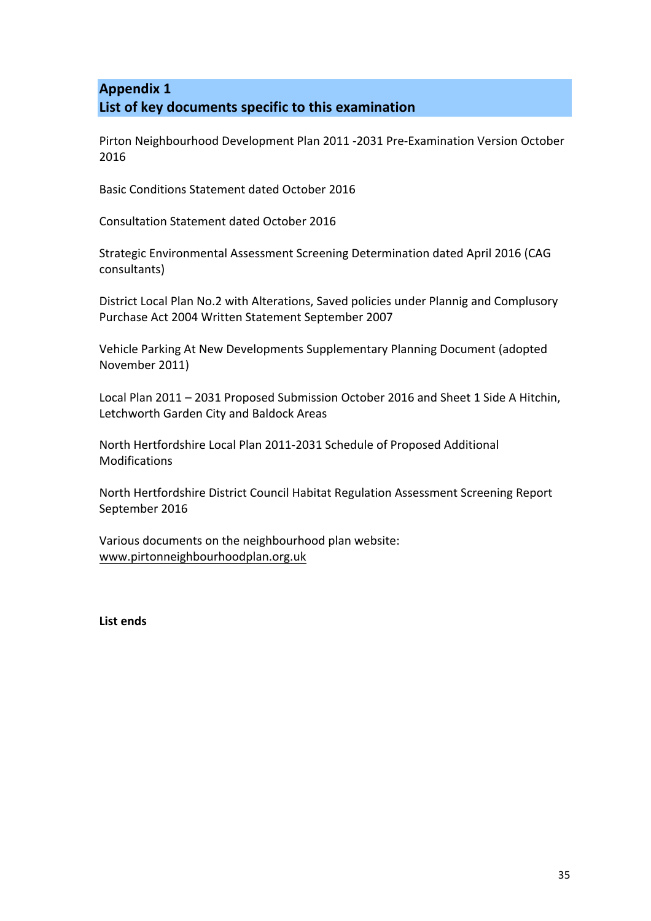## Appendix 1
## List of key documents specific to this examination

Pirton Neighbourhood Development Plan 2011 -2031 Pre-Examination Version October 2016

Basic Conditions Statement dated October 2016

Consultation Statement dated October 2016

Strategic Environmental Assessment Screening Determination dated April 2016 (CAG consultants)

District Local Plan No.2 with Alterations, Saved policies under Plannig and Complusory Purchase Act 2004 Written Statement September 2007

Vehicle Parking At New Developments Supplementary Planning Document (adopted November 2011)

Local Plan 2011 – 2031 Proposed Submission October 2016 and Sheet 1 Side A Hitchin, Letchworth Garden City and Baldock Areas

North Hertfordshire Local Plan 2011-2031 Schedule of Proposed Additional Modifications

North Hertfordshire District Council Habitat Regulation Assessment Screening Report September 2016

Various documents on the neighbourhood plan website: www.pirtonneighbourhoodplan.org.uk

**List ends**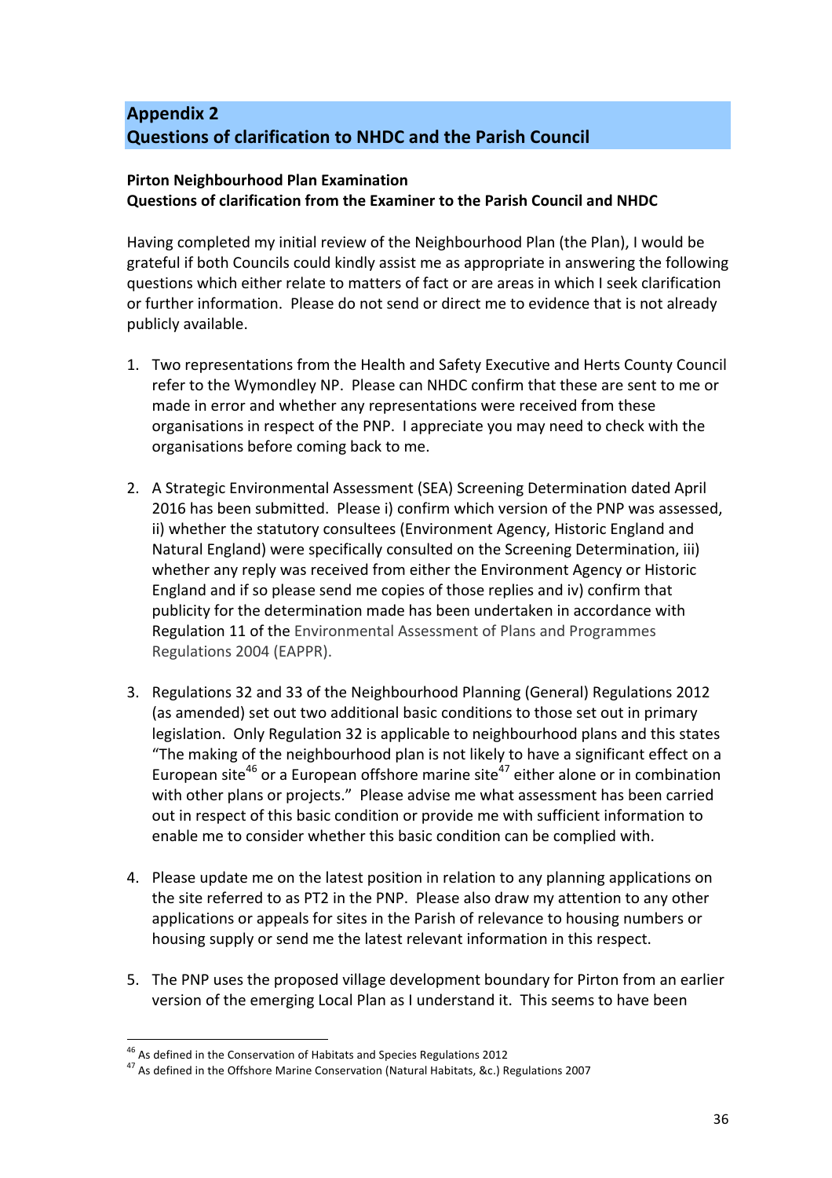## Appendix 2
## Questions of clarification to NHDC and the Parish Council

**Pirton Neighbourhood Plan Examination**
**Questions of clarification from the Examiner to the Parish Council and NHDC**

Having completed my initial review of the Neighbourhood Plan (the Plan), I would be grateful if both Councils could kindly assist me as appropriate in answering the following questions which either relate to matters of fact or are areas in which I seek clarification or further information. Please do not send or direct me to evidence that is not already publicly available.

1. Two representations from the Health and Safety Executive and Herts County Council refer to the Wymondley NP. Please can NHDC confirm that these are sent to me or made in error and whether any representations were received from these organisations in respect of the PNP. I appreciate you may need to check with the organisations before coming back to me.

2. A Strategic Environmental Assessment (SEA) Screening Determination dated April 2016 has been submitted. Please i) confirm which version of the PNP was assessed, ii) whether the statutory consultees (Environment Agency, Historic England and Natural England) were specifically consulted on the Screening Determination, iii) whether any reply was received from either the Environment Agency or Historic England and if so please send me copies of those replies and iv) confirm that publicity for the determination made has been undertaken in accordance with Regulation 11 of the Environmental Assessment of Plans and Programmes Regulations 2004 (EAPPR).

3. Regulations 32 and 33 of the Neighbourhood Planning (General) Regulations 2012 (as amended) set out two additional basic conditions to those set out in primary legislation. Only Regulation 32 is applicable to neighbourhood plans and this states "The making of the neighbourhood plan is not likely to have a significant effect on a European site[46] or a European offshore marine site[47] either alone or in combination with other plans or projects." Please advise me what assessment has been carried out in respect of this basic condition or provide me with sufficient information to enable me to consider whether this basic condition can be complied with.

4. Please update me on the latest position in relation to any planning applications on the site referred to as PT2 in the PNP. Please also draw my attention to any other applications or appeals for sites in the Parish of relevance to housing numbers or housing supply or send me the latest relevant information in this respect.

5. The PNP uses the proposed village development boundary for Pirton from an earlier version of the emerging Local Plan as I understand it. This seems to have been

[46] As defined in the Conservation of Habitats and Species Regulations 2012
[47] As defined in the Offshore Marine Conservation (Natural Habitats, &c.) Regulations 2007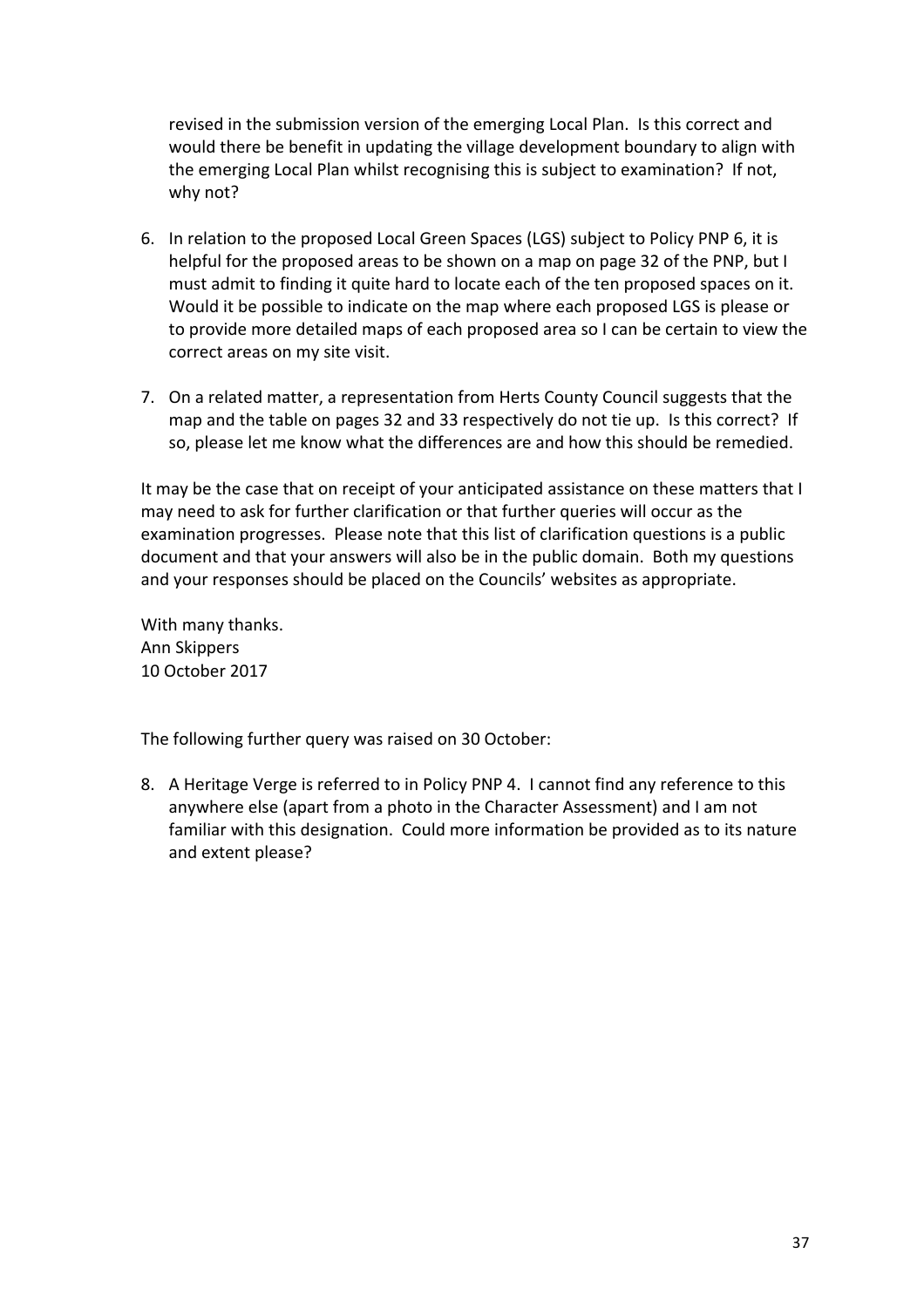revised in the submission version of the emerging Local Plan. Is this correct and would there be benefit in updating the village development boundary to align with the emerging Local Plan whilst recognising this is subject to examination? If not, why not?

6. In relation to the proposed Local Green Spaces (LGS) subject to Policy PNP 6, it is helpful for the proposed areas to be shown on a map on page 32 of the PNP, but I must admit to finding it quite hard to locate each of the ten proposed spaces on it. Would it be possible to indicate on the map where each proposed LGS is please or to provide more detailed maps of each proposed area so I can be certain to view the correct areas on my site visit.

7. On a related matter, a representation from Herts County Council suggests that the map and the table on pages 32 and 33 respectively do not tie up. Is this correct? If so, please let me know what the differences are and how this should be remedied.

It may be the case that on receipt of your anticipated assistance on these matters that I may need to ask for further clarification or that further queries will occur as the examination progresses. Please note that this list of clarification questions is a public document and that your answers will also be in the public domain. Both my questions and your responses should be placed on the Councils' websites as appropriate.

With many thanks.
Ann Skippers
10 October 2017

The following further query was raised on 30 October:

8. A Heritage Verge is referred to in Policy PNP 4. I cannot find any reference to this anywhere else (apart from a photo in the Character Assessment) and I am not familiar with this designation. Could more information be provided as to its nature and extent please?